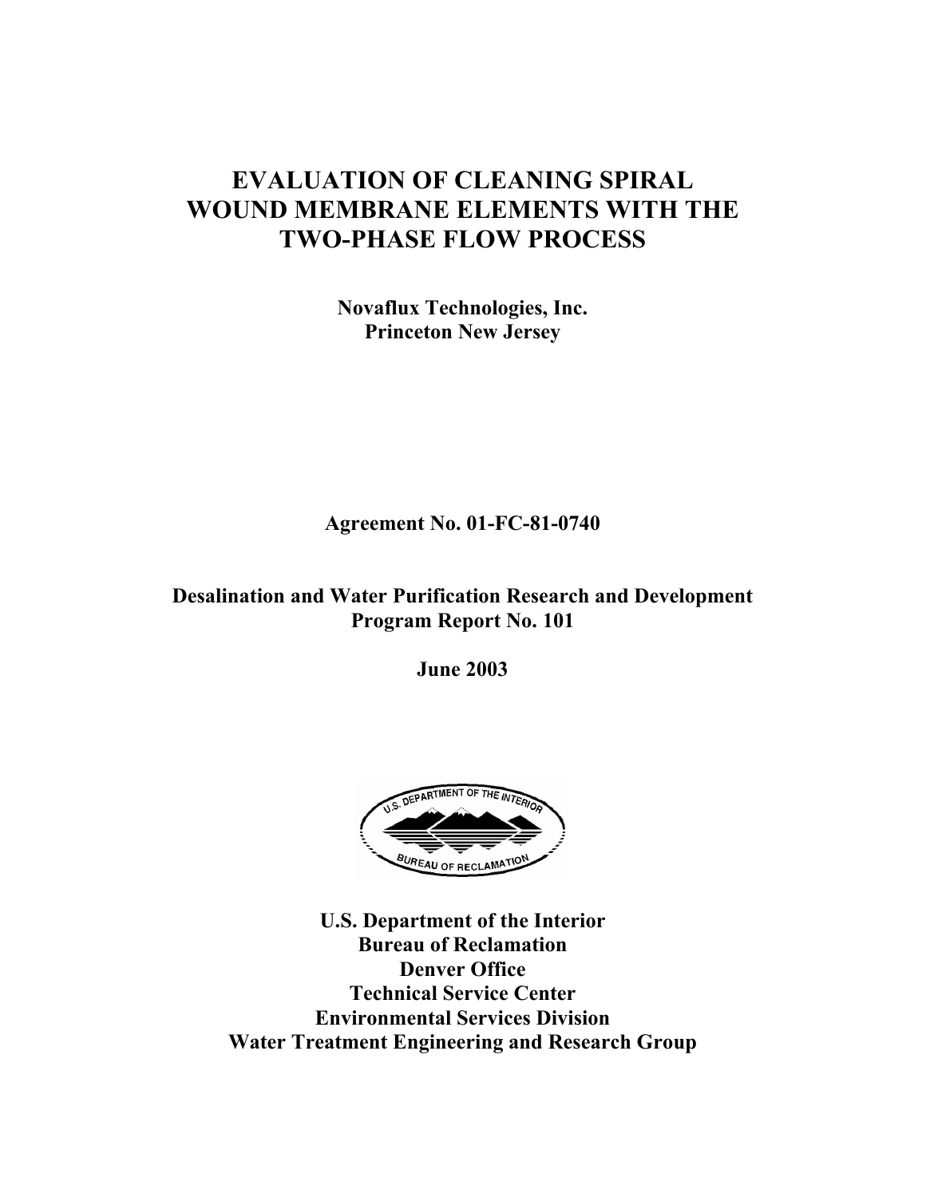# EVALUATION OF CLEANING SPIRAL WOUND MEMBRANE ELEMENTS WITH THE TWO-PHASE FLOW PROCESS

**Novaflux Technologies, Inc.**
**Princeton New Jersey**

**Agreement No. 01-FC-81-0740**

**Desalination and Water Purification Research and Development Program Report No. 101**

**June 2003**

**U.S. Department of the Interior**
**Bureau of Reclamation**
**Denver Office**
**Technical Service Center**
**Environmental Services Division**
**Water Treatment Engineering and Research Group**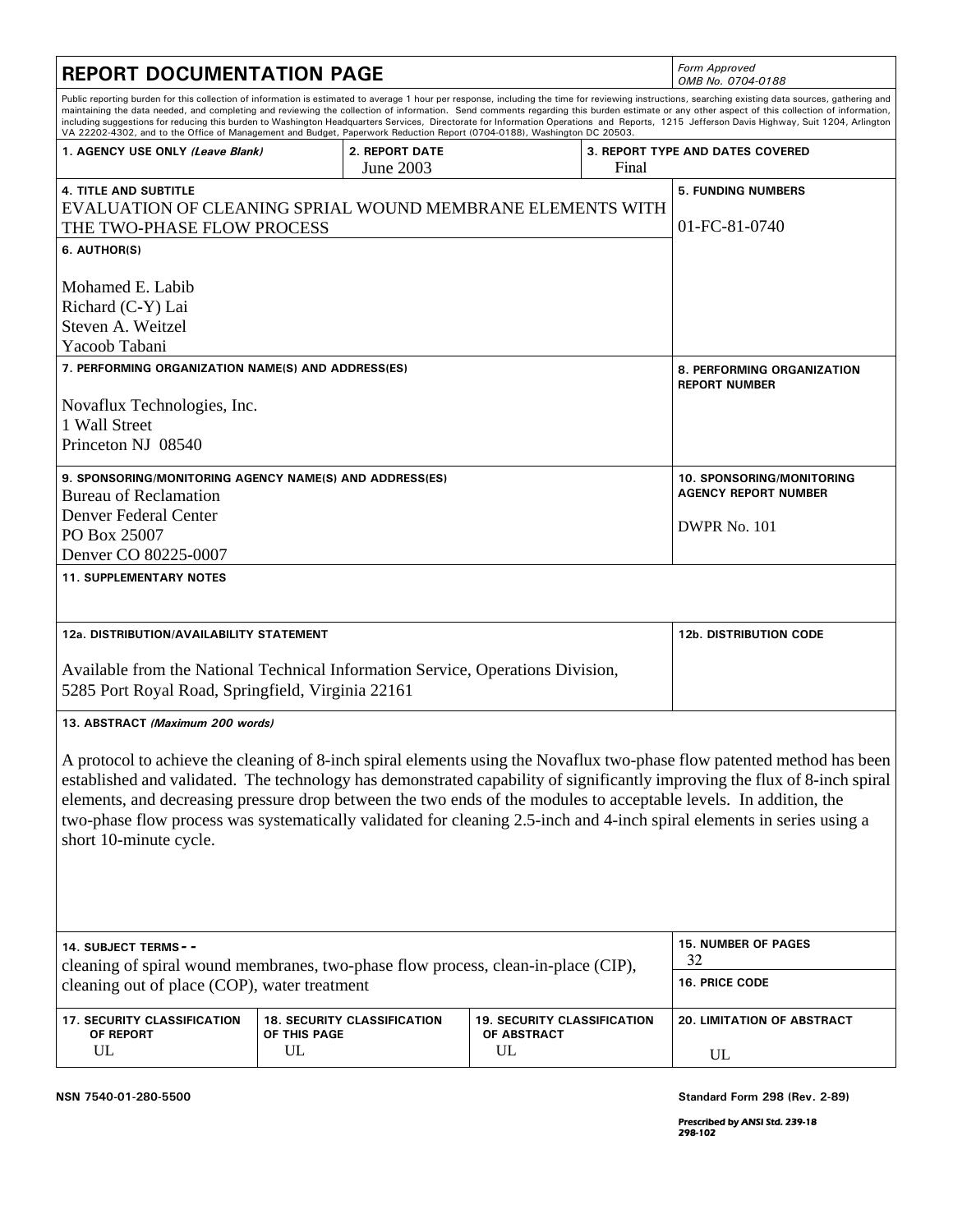# REPORT DOCUMENTATION PAGE

*Form Approved*
*OMB No. 0704-0188*

Public reporting burden for this collection of information is estimated to average 1 hour per response, including the time for reviewing instructions, searching existing data sources, gathering and maintaining the data needed, and completing and reviewing the collection of information. Send comments regarding this burden estimate or any other aspect of this collection of information, including suggestions for reducing this burden to Washington Headquarters Services, Directorate for Information Operations and Reports, 1215 Jefferson Davis Highway, Suit 1204, Arlington VA 22202-4302, and to the Office of Management and Budget, Paperwork Reduction Report (0704-0188), Washington DC 20503.

| 1. AGENCY USE ONLY *(Leave Blank)* | 2. REPORT DATE | 3. REPORT TYPE AND DATES COVERED |
|---|---|---|
| | June 2003 | Final |

**4. TITLE AND SUBTITLE**
EVALUATION OF CLEANING SPIRAL WOUND MEMBRANE ELEMENTS WITH THE TWO-PHASE FLOW PROCESS

**5. FUNDING NUMBERS**
01-FC-81-0740

**6. AUTHOR(S)**

Mohamed E. Labib
Richard (C-Y) Lai
Steven A. Weitzel
Yacoob Tabani

**7. PERFORMING ORGANIZATION NAME(S) AND ADDRESS(ES)**

Novaflux Technologies, Inc.
1 Wall Street
Princeton NJ 08540

**8. PERFORMING ORGANIZATION REPORT NUMBER**

**9. SPONSORING/MONITORING AGENCY NAME(S) AND ADDRESS(ES)**
Bureau of Reclamation
Denver Federal Center
PO Box 25007
Denver CO 80225-0007

**10. SPONSORING/MONITORING AGENCY REPORT NUMBER**

DWPR No. 101

**11. SUPPLEMENTARY NOTES**

**12a. DISTRIBUTION/AVAILABILITY STATEMENT**

Available from the National Technical Information Service, Operations Division, 5285 Port Royal Road, Springfield, Virginia 22161

**12b. DISTRIBUTION CODE**

**13. ABSTRACT** *(Maximum 200 words)*

A protocol to achieve the cleaning of 8-inch spiral elements using the Novaflux two-phase flow patented method has been established and validated. The technology has demonstrated capability of significantly improving the flux of 8-inch spiral elements, and decreasing pressure drop between the two ends of the modules to acceptable levels. In addition, the two-phase flow process was systematically validated for cleaning 2.5-inch and 4-inch spiral elements in series using a short 10-minute cycle.

**14. SUBJECT TERMS-- -**
cleaning of spiral wound membranes, two-phase flow process, clean-in-place (CIP), cleaning out of place (COP), water treatment

**15. NUMBER OF PAGES**
32

**16. PRICE CODE**

| 17. SECURITY CLASSIFICATION OF REPORT | 18. SECURITY CLASSIFICATION OF THIS PAGE | 19. SECURITY CLASSIFICATION OF ABSTRACT | 20. LIMITATION OF ABSTRACT |
|---|---|---|---|
| UL | UL | UL | UL |

NSN 7540-01-280-5500

Standard Form 298 (Rev. 2-89)

*Prescribed by ANSI Std. 239-18*
*298-102*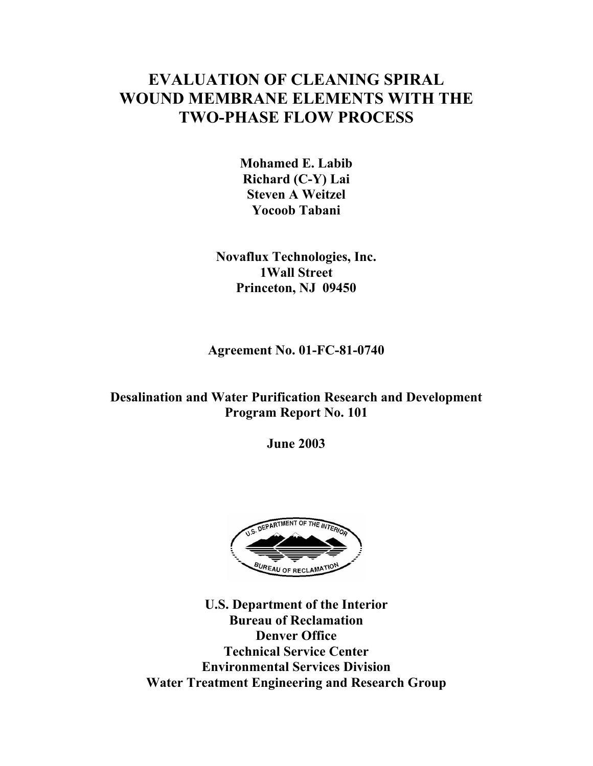# EVALUATION OF CLEANING SPIRAL WOUND MEMBRANE ELEMENTS WITH THE TWO-PHASE FLOW PROCESS

**Mohamed E. Labib**
**Richard (C-Y) Lai**
**Steven A Weitzel**
**Yocoob Tabani**

**Novaflux Technologies, Inc.**
**1Wall Street**
**Princeton, NJ 09450**

**Agreement No. 01-FC-81-0740**

**Desalination and Water Purification Research and Development Program Report No. 101**

**June 2003**

**U.S. Department of the Interior**
**Bureau of Reclamation**
**Denver Office**
**Technical Service Center**
**Environmental Services Division**
**Water Treatment Engineering and Research Group**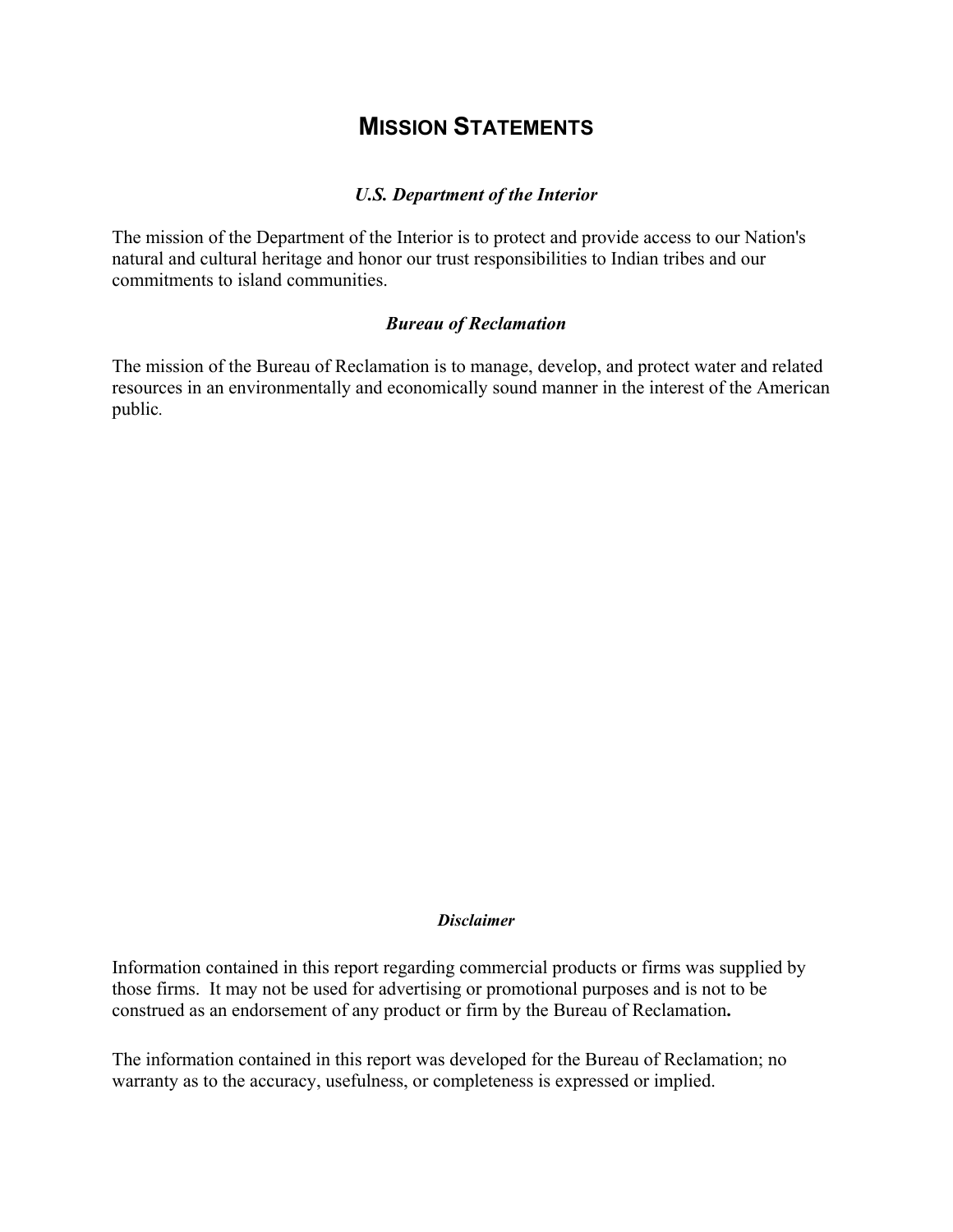# MISSION STATEMENTS

### *U.S. Department of the Interior*

The mission of the Department of the Interior is to protect and provide access to our Nation's natural and cultural heritage and honor our trust responsibilities to Indian tribes and our commitments to island communities.

### *Bureau of Reclamation*

The mission of the Bureau of Reclamation is to manage, develop, and protect water and related resources in an environmentally and economically sound manner in the interest of the American public.

#### *Disclaimer*

Information contained in this report regarding commercial products or firms was supplied by those firms. It may not be used for advertising or promotional purposes and is not to be construed as an endorsement of any product or firm by the Bureau of Reclamation**.**

The information contained in this report was developed for the Bureau of Reclamation; no warranty as to the accuracy, usefulness, or completeness is expressed or implied.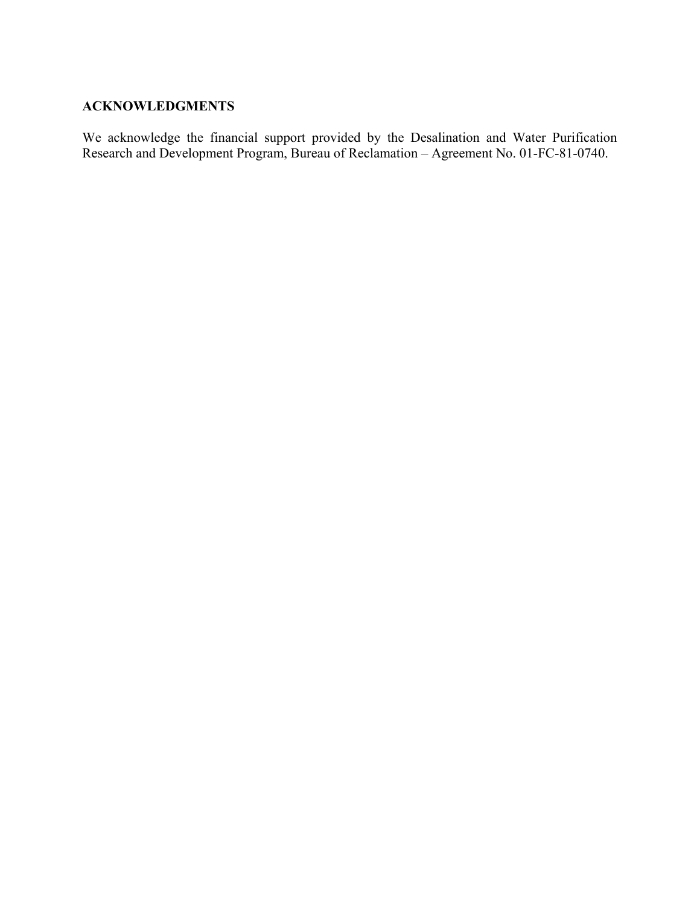## ACKNOWLEDGMENTS

We acknowledge the financial support provided by the Desalination and Water Purification Research and Development Program, Bureau of Reclamation – Agreement No. 01-FC-81-0740.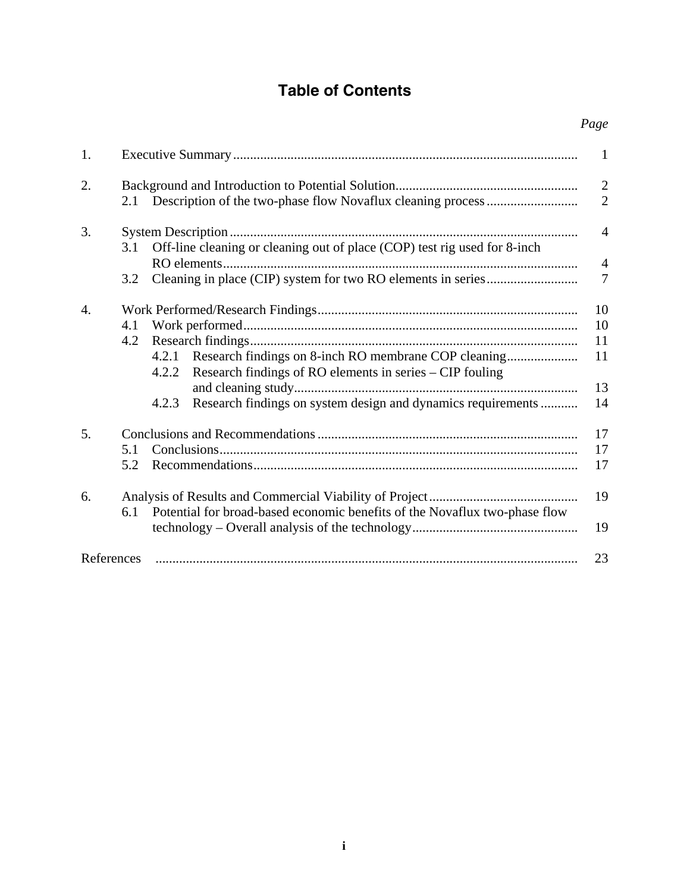# Table of Contents

| | | *Page* |
|---|---|---|
| 1. | Executive Summary | 1 |
| 2. | Background and Introduction to Potential Solution | 2 |
| | 2.1 Description of the two-phase flow Novaflux cleaning process | 2 |
| 3. | System Description | 4 |
| | 3.1 Off-line cleaning or cleaning out of place (COP) test rig used for 8-inch RO elements | 4 |
| | 3.2 Cleaning in place (CIP) system for two RO elements in series | 7 |
| 4. | Work Performed/Research Findings | 10 |
| | 4.1 Work performed | 10 |
| | 4.2 Research findings | 11 |
| | 4.2.1 Research findings on 8-inch RO membrane COP cleaning | 11 |
| | 4.2.2 Research findings of RO elements in series – CIP fouling and cleaning study | 13 |
| | 4.2.3 Research findings on system design and dynamics requirements | 14 |
| 5. | Conclusions and Recommendations | 17 |
| | 5.1 Conclusions | 17 |
| | 5.2 Recommendations | 17 |
| 6. | Analysis of Results and Commercial Viability of Project | 19 |
| | 6.1 Potential for broad-based economic benefits of the Novaflux two-phase flow technology – Overall analysis of the technology | 19 |
| References | | 23 |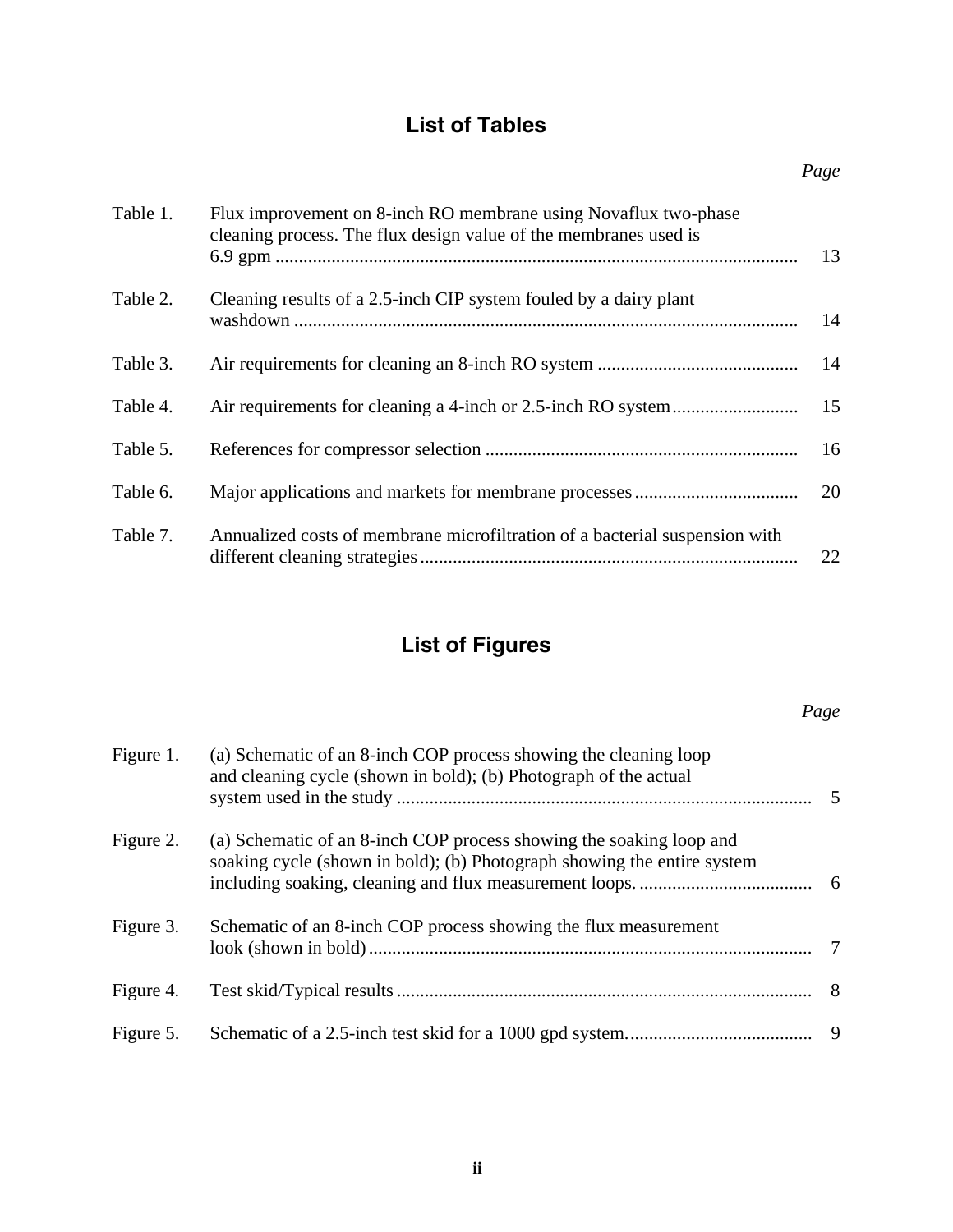## List of Tables

| | | *Page* |
|---|---|---|
| Table 1. | Flux improvement on 8-inch RO membrane using Novaflux two-phase cleaning process. The flux design value of the membranes used is 6.9 gpm | 13 |
| Table 2. | Cleaning results of a 2.5-inch CIP system fouled by a dairy plant washdown | 14 |
| Table 3. | Air requirements for cleaning an 8-inch RO system | 14 |
| Table 4. | Air requirements for cleaning a 4-inch or 2.5-inch RO system | 15 |
| Table 5. | References for compressor selection | 16 |
| Table 6. | Major applications and markets for membrane processes | 20 |
| Table 7. | Annualized costs of membrane microfiltration of a bacterial suspension with different cleaning strategies | 22 |

## List of Figures

| | | *Page* |
|---|---|---|
| Figure 1. | (a) Schematic of an 8-inch COP process showing the cleaning loop and cleaning cycle (shown in bold); (b) Photograph of the actual system used in the study | 5 |
| Figure 2. | (a) Schematic of an 8-inch COP process showing the soaking loop and soaking cycle (shown in bold); (b) Photograph showing the entire system including soaking, cleaning and flux measurement loops. | 6 |
| Figure 3. | Schematic of an 8-inch COP process showing the flux measurement look (shown in bold) | 7 |
| Figure 4. | Test skid/Typical results | 8 |
| Figure 5. | Schematic of a 2.5-inch test skid for a 1000 gpd system. | 9 |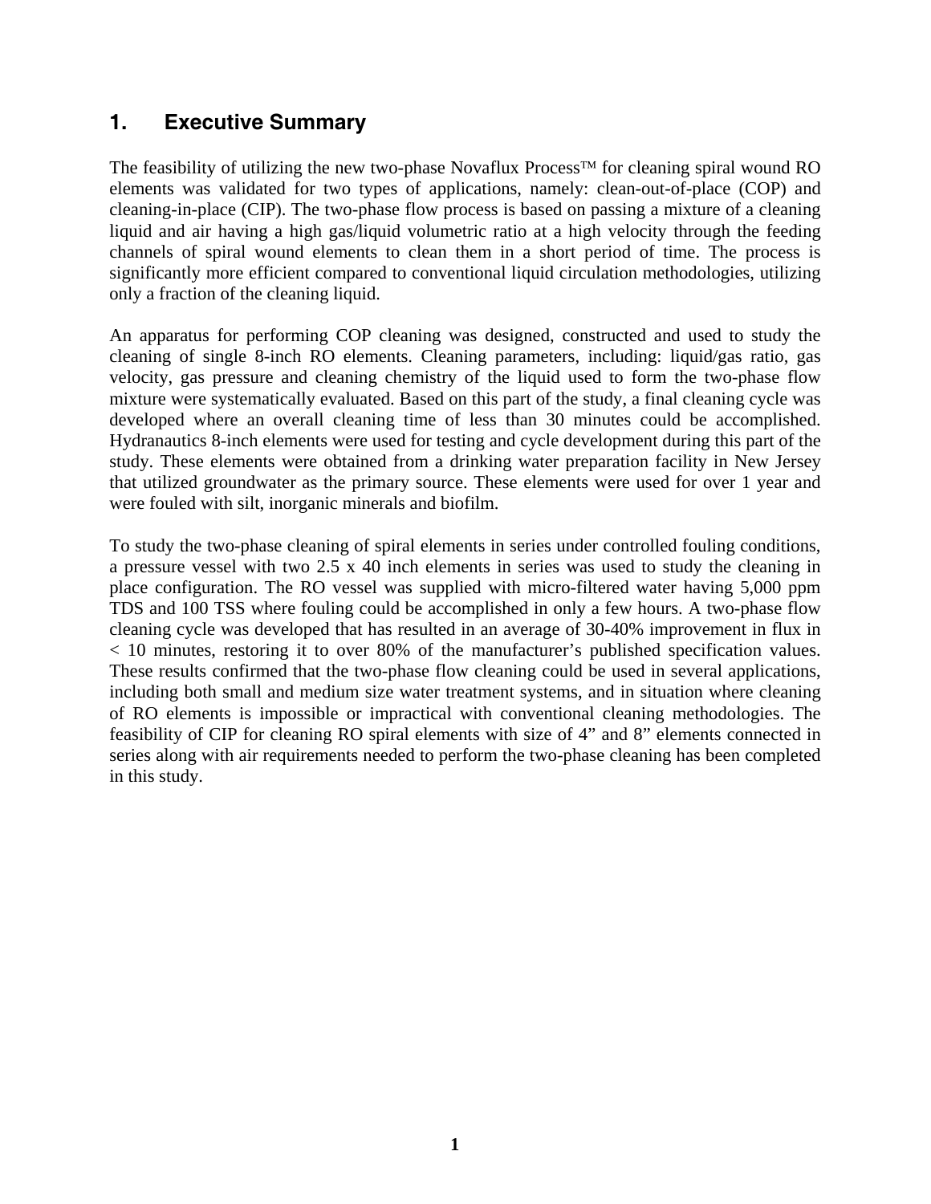# 1. Executive Summary

The feasibility of utilizing the new two-phase Novaflux Process™ for cleaning spiral wound RO elements was validated for two types of applications, namely: clean-out-of-place (COP) and cleaning-in-place (CIP). The two-phase flow process is based on passing a mixture of a cleaning liquid and air having a high gas/liquid volumetric ratio at a high velocity through the feeding channels of spiral wound elements to clean them in a short period of time. The process is significantly more efficient compared to conventional liquid circulation methodologies, utilizing only a fraction of the cleaning liquid.

An apparatus for performing COP cleaning was designed, constructed and used to study the cleaning of single 8-inch RO elements. Cleaning parameters, including: liquid/gas ratio, gas velocity, gas pressure and cleaning chemistry of the liquid used to form the two-phase flow mixture were systematically evaluated. Based on this part of the study, a final cleaning cycle was developed where an overall cleaning time of less than 30 minutes could be accomplished. Hydranautics 8-inch elements were used for testing and cycle development during this part of the study. These elements were obtained from a drinking water preparation facility in New Jersey that utilized groundwater as the primary source. These elements were used for over 1 year and were fouled with silt, inorganic minerals and biofilm.

To study the two-phase cleaning of spiral elements in series under controlled fouling conditions, a pressure vessel with two 2.5 x 40 inch elements in series was used to study the cleaning in place configuration. The RO vessel was supplied with micro-filtered water having 5,000 ppm TDS and 100 TSS where fouling could be accomplished in only a few hours. A two-phase flow cleaning cycle was developed that has resulted in an average of 30-40% improvement in flux in < 10 minutes, restoring it to over 80% of the manufacturer's published specification values. These results confirmed that the two-phase flow cleaning could be used in several applications, including both small and medium size water treatment systems, and in situation where cleaning of RO elements is impossible or impractical with conventional cleaning methodologies. The feasibility of CIP for cleaning RO spiral elements with size of 4" and 8" elements connected in series along with air requirements needed to perform the two-phase cleaning has been completed in this study.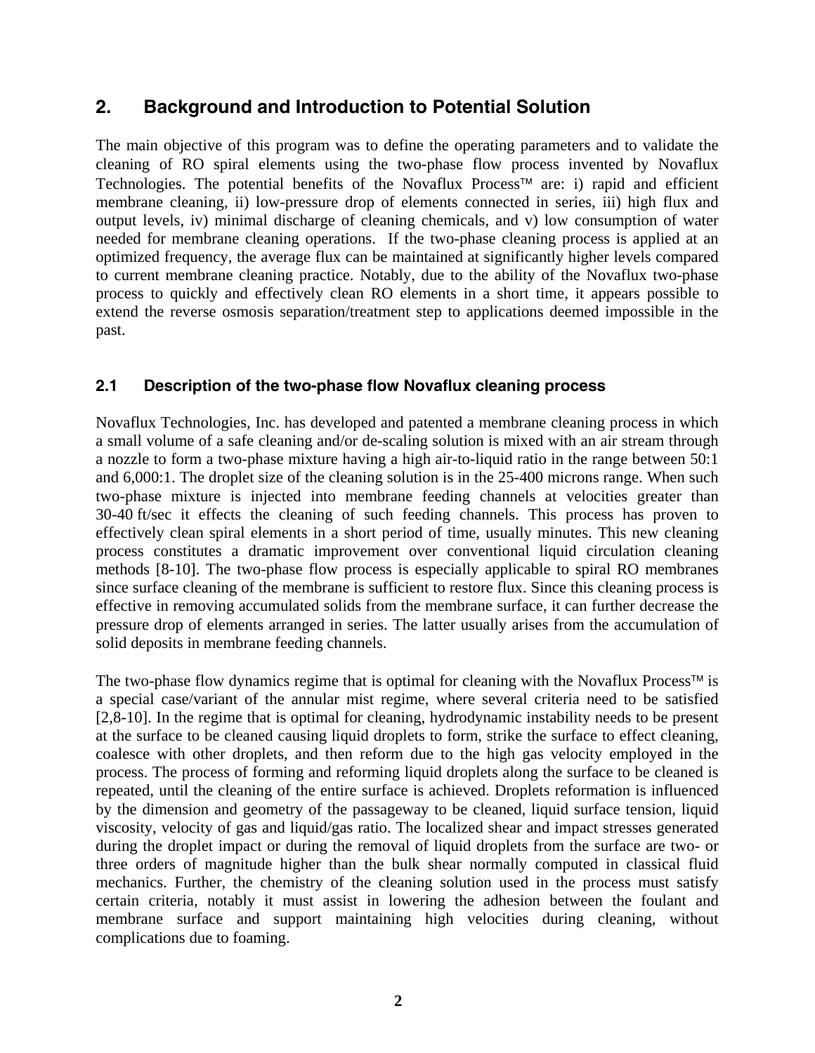## 2. Background and Introduction to Potential Solution

The main objective of this program was to define the operating parameters and to validate the cleaning of RO spiral elements using the two-phase flow process invented by Novaflux Technologies. The potential benefits of the Novaflux Process™ are: i) rapid and efficient membrane cleaning, ii) low-pressure drop of elements connected in series, iii) high flux and output levels, iv) minimal discharge of cleaning chemicals, and v) low consumption of water needed for membrane cleaning operations. If the two-phase cleaning process is applied at an optimized frequency, the average flux can be maintained at significantly higher levels compared to current membrane cleaning practice. Notably, due to the ability of the Novaflux two-phase process to quickly and effectively clean RO elements in a short time, it appears possible to extend the reverse osmosis separation/treatment step to applications deemed impossible in the past.

### 2.1 Description of the two-phase flow Novaflux cleaning process

Novaflux Technologies, Inc. has developed and patented a membrane cleaning process in which a small volume of a safe cleaning and/or de-scaling solution is mixed with an air stream through a nozzle to form a two-phase mixture having a high air-to-liquid ratio in the range between 50:1 and 6,000:1. The droplet size of the cleaning solution is in the 25-400 microns range. When such two-phase mixture is injected into membrane feeding channels at velocities greater than 30-40 ft/sec it effects the cleaning of such feeding channels. This process has proven to effectively clean spiral elements in a short period of time, usually minutes. This new cleaning process constitutes a dramatic improvement over conventional liquid circulation cleaning methods [8-10]. The two-phase flow process is especially applicable to spiral RO membranes since surface cleaning of the membrane is sufficient to restore flux. Since this cleaning process is effective in removing accumulated solids from the membrane surface, it can further decrease the pressure drop of elements arranged in series. The latter usually arises from the accumulation of solid deposits in membrane feeding channels.

The two-phase flow dynamics regime that is optimal for cleaning with the Novaflux Process™ is a special case/variant of the annular mist regime, where several criteria need to be satisfied [2,8-10]. In the regime that is optimal for cleaning, hydrodynamic instability needs to be present at the surface to be cleaned causing liquid droplets to form, strike the surface to effect cleaning, coalesce with other droplets, and then reform due to the high gas velocity employed in the process. The process of forming and reforming liquid droplets along the surface to be cleaned is repeated, until the cleaning of the entire surface is achieved. Droplets reformation is influenced by the dimension and geometry of the passageway to be cleaned, liquid surface tension, liquid viscosity, velocity of gas and liquid/gas ratio. The localized shear and impact stresses generated during the droplet impact or during the removal of liquid droplets from the surface are two- or three orders of magnitude higher than the bulk shear normally computed in classical fluid mechanics. Further, the chemistry of the cleaning solution used in the process must satisfy certain criteria, notably it must assist in lowering the adhesion between the foulant and membrane surface and support maintaining high velocities during cleaning, without complications due to foaming.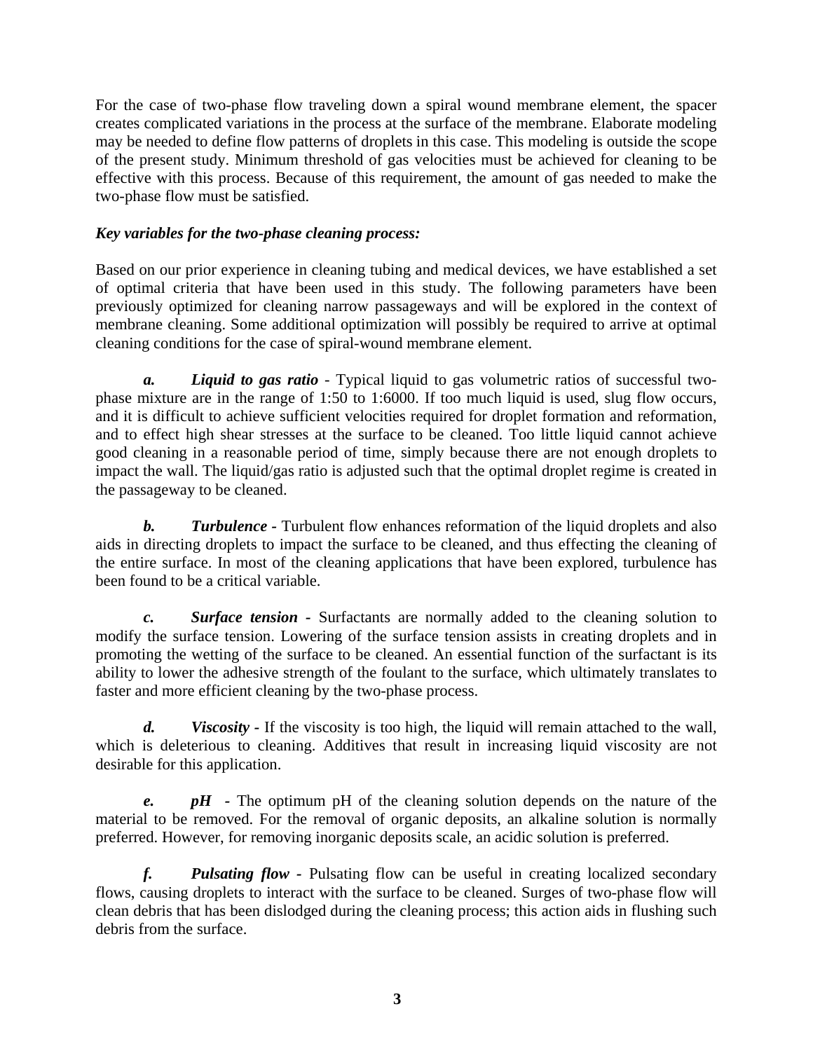For the case of two-phase flow traveling down a spiral wound membrane element, the spacer creates complicated variations in the process at the surface of the membrane. Elaborate modeling may be needed to define flow patterns of droplets in this case. This modeling is outside the scope of the present study. Minimum threshold of gas velocities must be achieved for cleaning to be effective with this process. Because of this requirement, the amount of gas needed to make the two-phase flow must be satisfied.

***Key variables for the two-phase cleaning process:***

Based on our prior experience in cleaning tubing and medical devices, we have established a set of optimal criteria that have been used in this study. The following parameters have been previously optimized for cleaning narrow passageways and will be explored in the context of membrane cleaning. Some additional optimization will possibly be required to arrive at optimal cleaning conditions for the case of spiral-wound membrane element.

***a. Liquid to gas ratio*** - Typical liquid to gas volumetric ratios of successful two-phase mixture are in the range of 1:50 to 1:6000. If too much liquid is used, slug flow occurs, and it is difficult to achieve sufficient velocities required for droplet formation and reformation, and to effect high shear stresses at the surface to be cleaned. Too little liquid cannot achieve good cleaning in a reasonable period of time, simply because there are not enough droplets to impact the wall. The liquid/gas ratio is adjusted such that the optimal droplet regime is created in the passageway to be cleaned.

***b. Turbulence*** - Turbulent flow enhances reformation of the liquid droplets and also aids in directing droplets to impact the surface to be cleaned, and thus effecting the cleaning of the entire surface. In most of the cleaning applications that have been explored, turbulence has been found to be a critical variable.

***c. Surface tension*** - Surfactants are normally added to the cleaning solution to modify the surface tension. Lowering of the surface tension assists in creating droplets and in promoting the wetting of the surface to be cleaned. An essential function of the surfactant is its ability to lower the adhesive strength of the foulant to the surface, which ultimately translates to faster and more efficient cleaning by the two-phase process.

***d. Viscosity*** - If the viscosity is too high, the liquid will remain attached to the wall, which is deleterious to cleaning. Additives that result in increasing liquid viscosity are not desirable for this application.

***e. pH*** - The optimum pH of the cleaning solution depends on the nature of the material to be removed. For the removal of organic deposits, an alkaline solution is normally preferred. However, for removing inorganic deposits scale, an acidic solution is preferred.

***f. Pulsating flow*** - Pulsating flow can be useful in creating localized secondary flows, causing droplets to interact with the surface to be cleaned. Surges of two-phase flow will clean debris that has been dislodged during the cleaning process; this action aids in flushing such debris from the surface.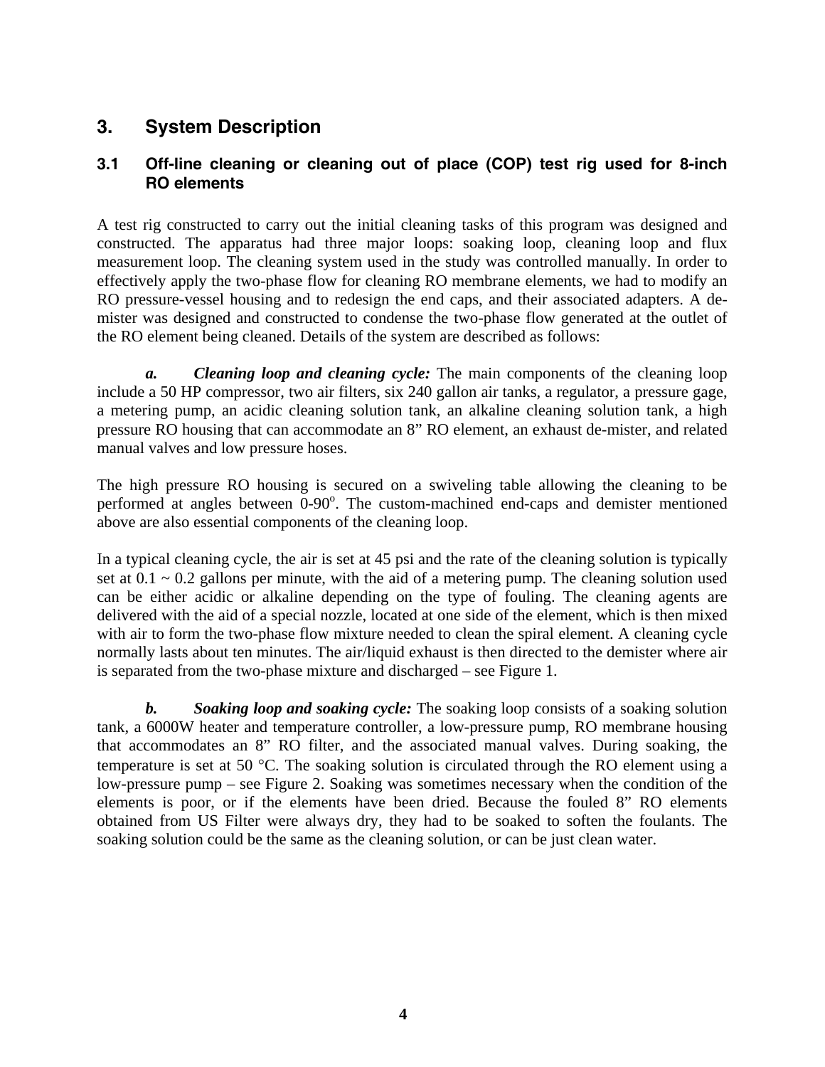## 3. System Description

### 3.1 Off-line cleaning or cleaning out of place (COP) test rig used for 8-inch RO elements

A test rig constructed to carry out the initial cleaning tasks of this program was designed and constructed. The apparatus had three major loops: soaking loop, cleaning loop and flux measurement loop. The cleaning system used in the study was controlled manually. In order to effectively apply the two-phase flow for cleaning RO membrane elements, we had to modify an RO pressure-vessel housing and to redesign the end caps, and their associated adapters. A de-mister was designed and constructed to condense the two-phase flow generated at the outlet of the RO element being cleaned. Details of the system are described as follows:

***a. Cleaning loop and cleaning cycle:*** The main components of the cleaning loop include a 50 HP compressor, two air filters, six 240 gallon air tanks, a regulator, a pressure gage, a metering pump, an acidic cleaning solution tank, an alkaline cleaning solution tank, a high pressure RO housing that can accommodate an 8" RO element, an exhaust de-mister, and related manual valves and low pressure hoses.

The high pressure RO housing is secured on a swiveling table allowing the cleaning to be performed at angles between 0-90°. The custom-machined end-caps and demister mentioned above are also essential components of the cleaning loop.

In a typical cleaning cycle, the air is set at 45 psi and the rate of the cleaning solution is typically set at 0.1 ~ 0.2 gallons per minute, with the aid of a metering pump. The cleaning solution used can be either acidic or alkaline depending on the type of fouling. The cleaning agents are delivered with the aid of a special nozzle, located at one side of the element, which is then mixed with air to form the two-phase flow mixture needed to clean the spiral element. A cleaning cycle normally lasts about ten minutes. The air/liquid exhaust is then directed to the demister where air is separated from the two-phase mixture and discharged – see Figure 1.

***b. Soaking loop and soaking cycle:*** The soaking loop consists of a soaking solution tank, a 6000W heater and temperature controller, a low-pressure pump, RO membrane housing that accommodates an 8" RO filter, and the associated manual valves. During soaking, the temperature is set at 50 °C. The soaking solution is circulated through the RO element using a low-pressure pump – see Figure 2. Soaking was sometimes necessary when the condition of the elements is poor, or if the elements have been dried. Because the fouled 8" RO elements obtained from US Filter were always dry, they had to be soaked to soften the foulants. The soaking solution could be the same as the cleaning solution, or can be just clean water.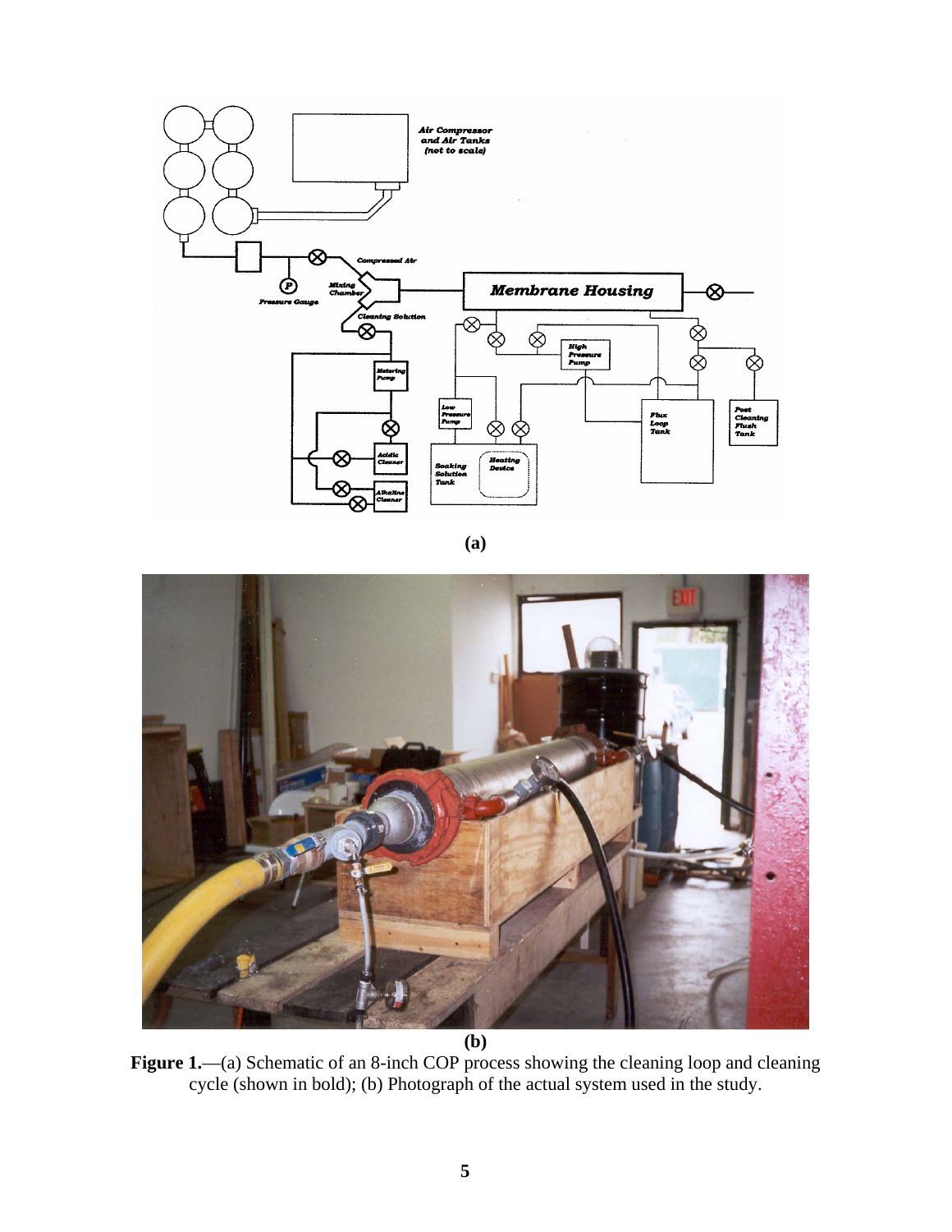(a)

(b)

**Figure 1.**—(a) Schematic of an 8-inch COP process showing the cleaning loop and cleaning cycle (shown in bold); (b) Photograph of the actual system used in the study.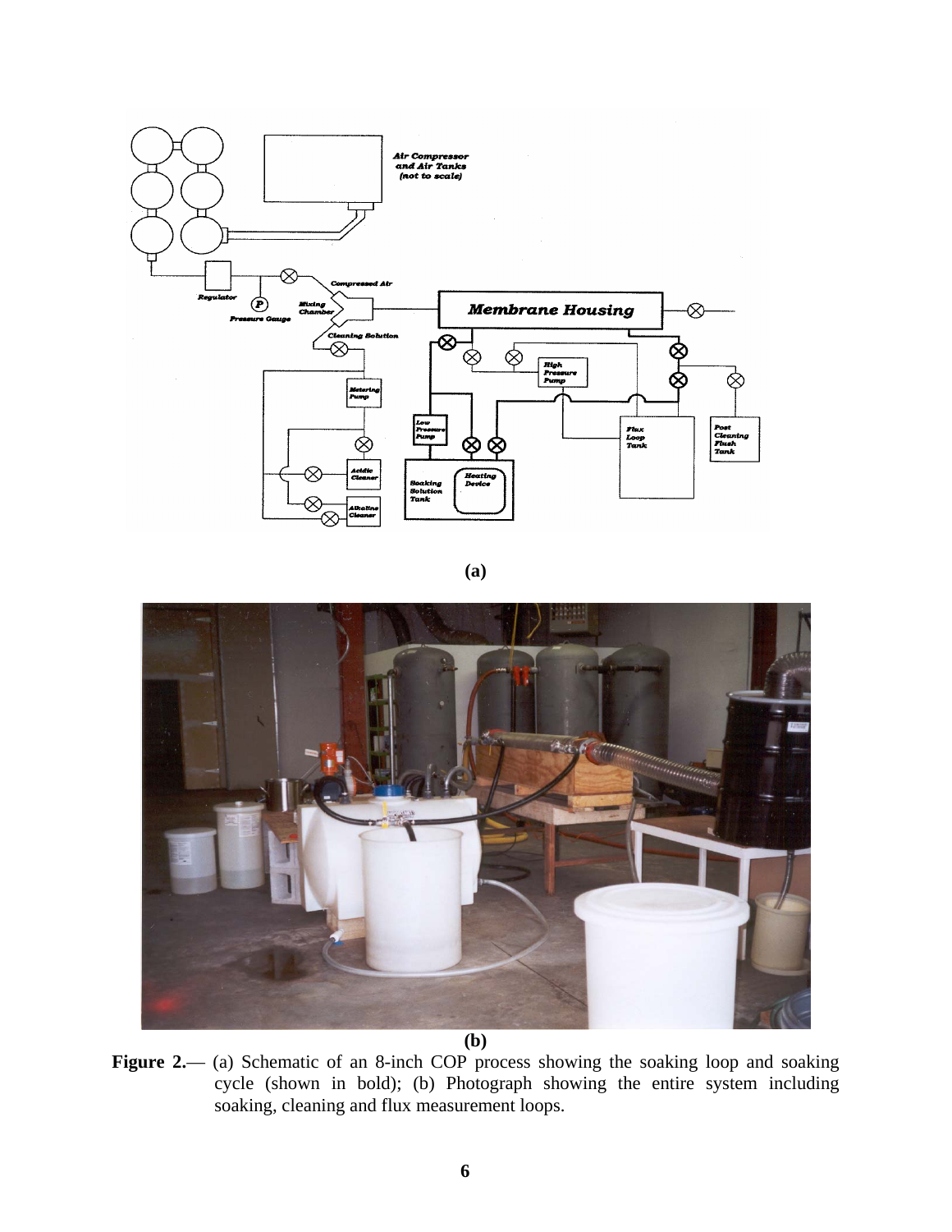(a)

(b)

**Figure 2.**— (a) Schematic of an 8-inch COP process showing the soaking loop and soaking cycle (shown in bold); (b) Photograph showing the entire system including soaking, cleaning and flux measurement loops.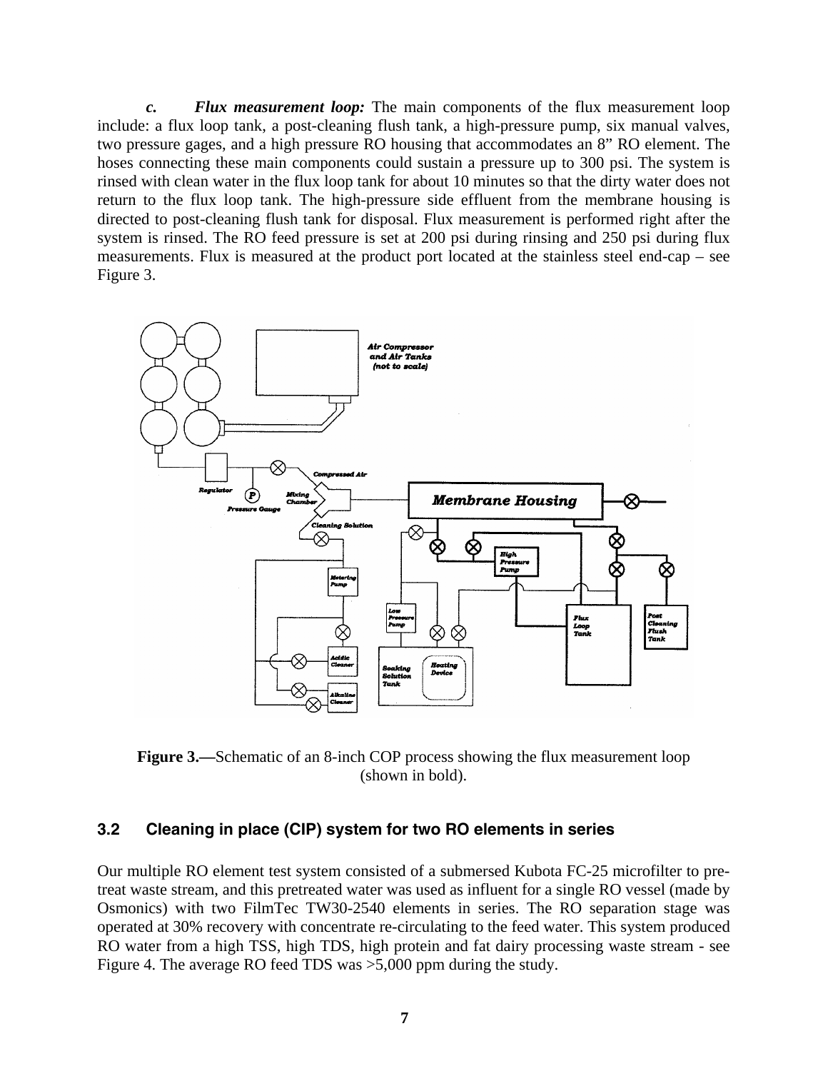*c.* ***Flux measurement loop:*** The main components of the flux measurement loop include: a flux loop tank, a post-cleaning flush tank, a high-pressure pump, six manual valves, two pressure gages, and a high pressure RO housing that accommodates an 8" RO element. The hoses connecting these main components could sustain a pressure up to 300 psi. The system is rinsed with clean water in the flux loop tank for about 10 minutes so that the dirty water does not return to the flux loop tank. The high-pressure side effluent from the membrane housing is directed to post-cleaning flush tank for disposal. Flux measurement is performed right after the system is rinsed. The RO feed pressure is set at 200 psi during rinsing and 250 psi during flux measurements. Flux is measured at the product port located at the stainless steel end-cap – see Figure 3.

**Figure 3.—**Schematic of an 8-inch COP process showing the flux measurement loop (shown in bold).

### 3.2 Cleaning in place (CIP) system for two RO elements in series

Our multiple RO element test system consisted of a submersed Kubota FC-25 microfilter to pre-treat waste stream, and this pretreated water was used as influent for a single RO vessel (made by Osmonics) with two FilmTec TW30-2540 elements in series. The RO separation stage was operated at 30% recovery with concentrate re-circulating to the feed water. This system produced RO water from a high TSS, high TDS, high protein and fat dairy processing waste stream - see Figure 4. The average RO feed TDS was >5,000 ppm during the study.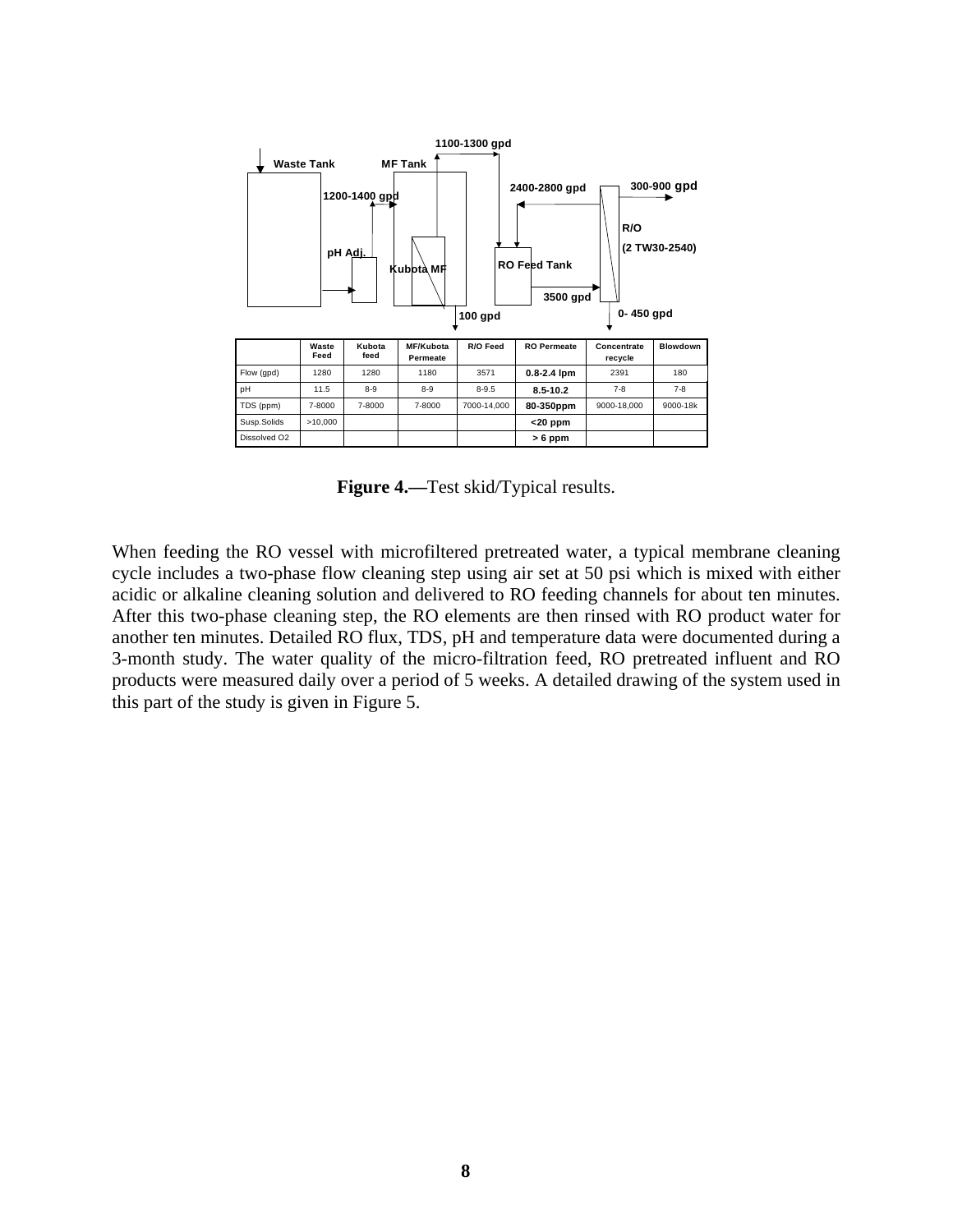Waste Tank — MF Tank — 1100-1300 gpd — 1200-1400 gpd — 2400-2800 gpd — 300-900 gpd — R/O (2 TW30-2540) — pH Adj. — Kubota MF — RO Feed Tank — 3500 gpd — 100 gpd — 0- 450 gpd

| | Waste Feed | Kubota feed | MF/Kubota Permeate | R/O Feed | RO Permeate | Concentrate recycle | Blowdown |
|---|---|---|---|---|---|---|---|
| Flow (gpd) | 1280 | 1280 | 1180 | 3571 | **0.8-2.4 lpm** | 2391 | 180 |
| pH | 11.5 | 8-9 | 8-9 | 8-9.5 | **8.5-10.2** | 7-8 | 7-8 |
| TDS (ppm) | 7-8000 | 7-8000 | 7-8000 | 7000-14,000 | **80-350ppm** | 9000-18,000 | 9000-18k |
| Susp.Solids | >10,000 | | | | **<20 ppm** | | |
| Dissolved O2 | | | | | **> 6 ppm** | | |

**Figure 4.—**Test skid/Typical results.

When feeding the RO vessel with microfiltered pretreated water, a typical membrane cleaning cycle includes a two-phase flow cleaning step using air set at 50 psi which is mixed with either acidic or alkaline cleaning solution and delivered to RO feeding channels for about ten minutes. After this two-phase cleaning step, the RO elements are then rinsed with RO product water for another ten minutes. Detailed RO flux, TDS, pH and temperature data were documented during a 3-month study. The water quality of the micro-filtration feed, RO pretreated influent and RO products were measured daily over a period of 5 weeks. A detailed drawing of the system used in this part of the study is given in Figure 5.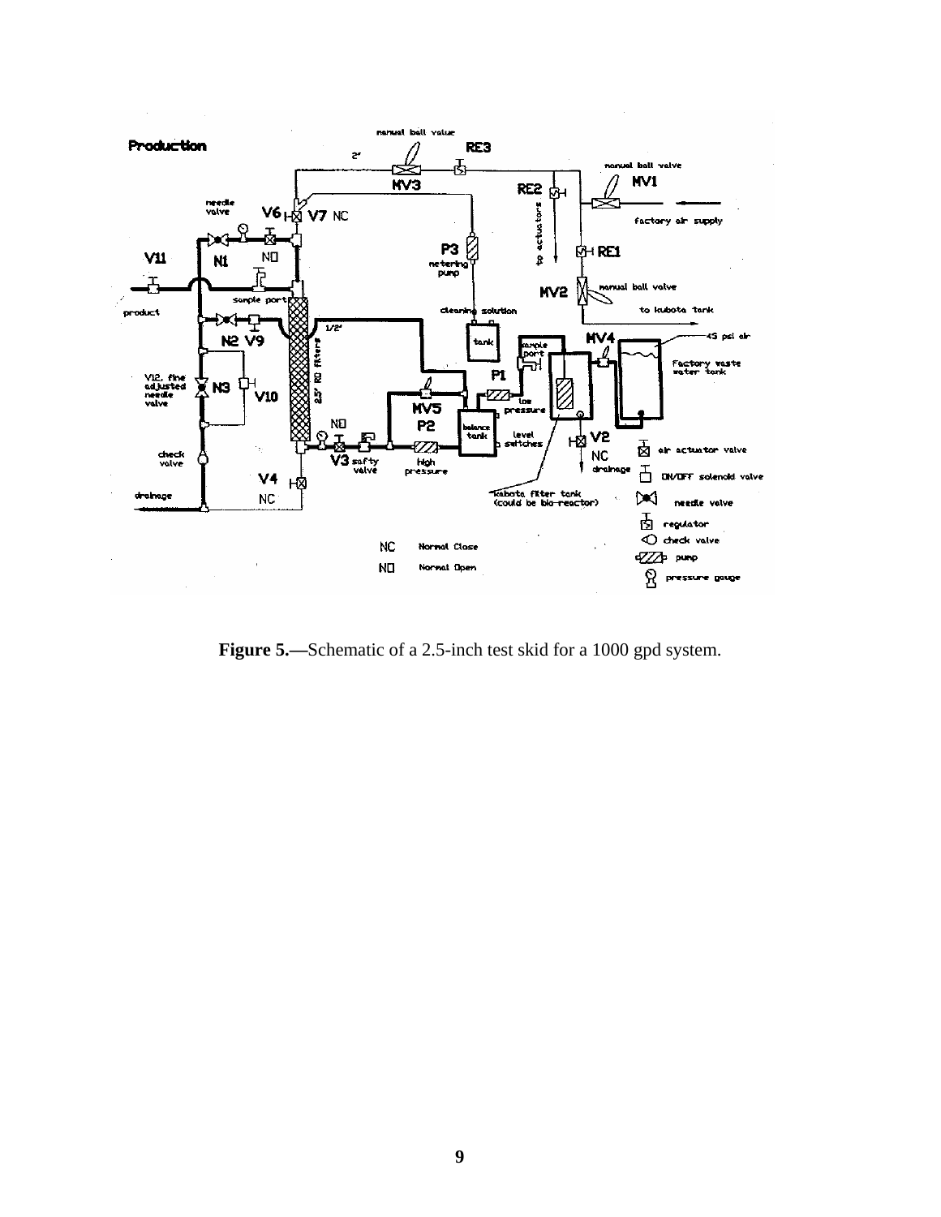**Figure 5.—**Schematic of a 2.5-inch test skid for a 1000 gpd system.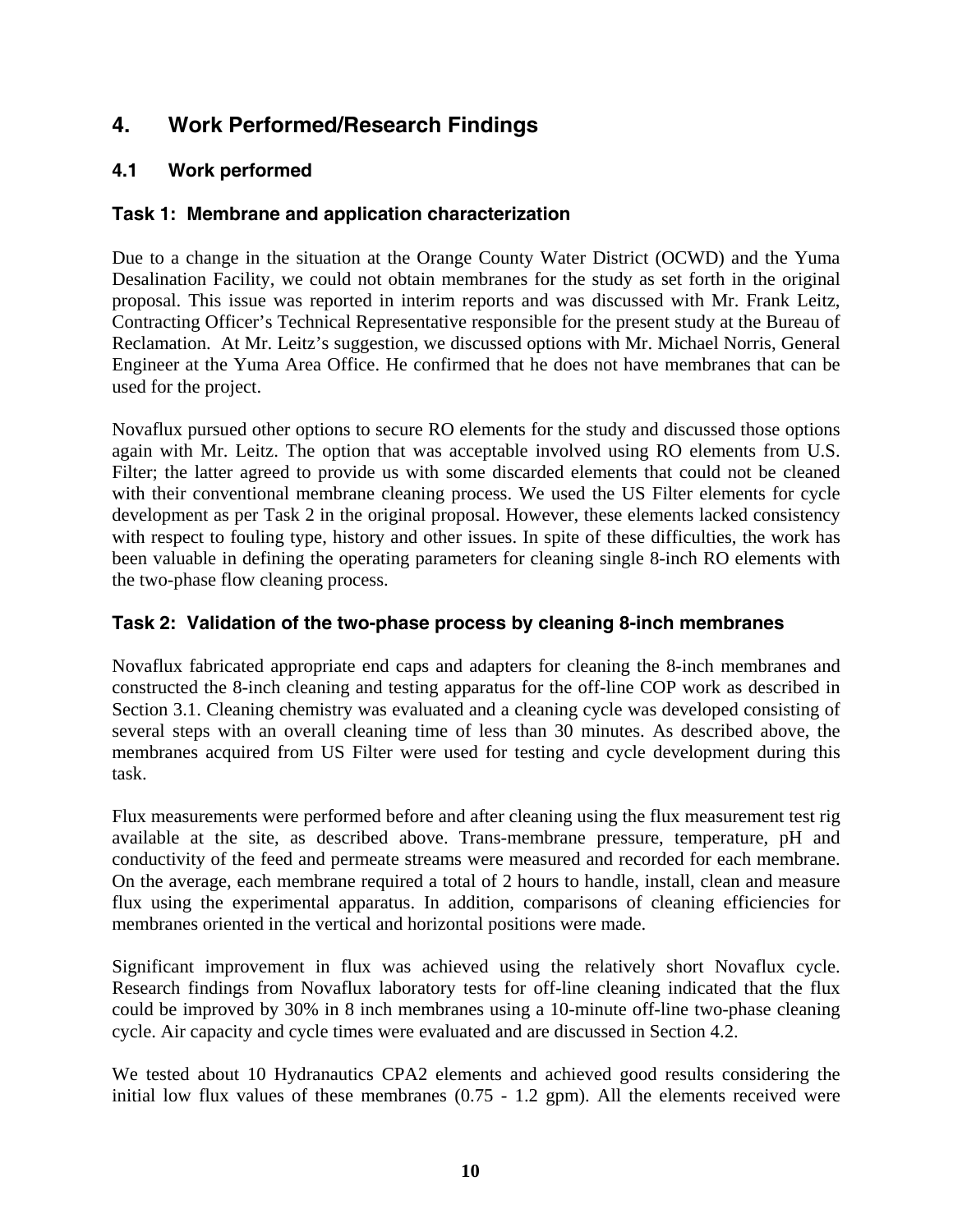# 4. Work Performed/Research Findings

## 4.1 Work performed

### Task 1: Membrane and application characterization

Due to a change in the situation at the Orange County Water District (OCWD) and the Yuma Desalination Facility, we could not obtain membranes for the study as set forth in the original proposal. This issue was reported in interim reports and was discussed with Mr. Frank Leitz, Contracting Officer's Technical Representative responsible for the present study at the Bureau of Reclamation. At Mr. Leitz's suggestion, we discussed options with Mr. Michael Norris, General Engineer at the Yuma Area Office. He confirmed that he does not have membranes that can be used for the project.

Novaflux pursued other options to secure RO elements for the study and discussed those options again with Mr. Leitz. The option that was acceptable involved using RO elements from U.S. Filter; the latter agreed to provide us with some discarded elements that could not be cleaned with their conventional membrane cleaning process. We used the US Filter elements for cycle development as per Task 2 in the original proposal. However, these elements lacked consistency with respect to fouling type, history and other issues. In spite of these difficulties, the work has been valuable in defining the operating parameters for cleaning single 8-inch RO elements with the two-phase flow cleaning process.

### Task 2: Validation of the two-phase process by cleaning 8-inch membranes

Novaflux fabricated appropriate end caps and adapters for cleaning the 8-inch membranes and constructed the 8-inch cleaning and testing apparatus for the off-line COP work as described in Section 3.1. Cleaning chemistry was evaluated and a cleaning cycle was developed consisting of several steps with an overall cleaning time of less than 30 minutes. As described above, the membranes acquired from US Filter were used for testing and cycle development during this task.

Flux measurements were performed before and after cleaning using the flux measurement test rig available at the site, as described above. Trans-membrane pressure, temperature, pH and conductivity of the feed and permeate streams were measured and recorded for each membrane. On the average, each membrane required a total of 2 hours to handle, install, clean and measure flux using the experimental apparatus. In addition, comparisons of cleaning efficiencies for membranes oriented in the vertical and horizontal positions were made.

Significant improvement in flux was achieved using the relatively short Novaflux cycle. Research findings from Novaflux laboratory tests for off-line cleaning indicated that the flux could be improved by 30% in 8 inch membranes using a 10-minute off-line two-phase cleaning cycle. Air capacity and cycle times were evaluated and are discussed in Section 4.2.

We tested about 10 Hydranautics CPA2 elements and achieved good results considering the initial low flux values of these membranes (0.75 - 1.2 gpm). All the elements received were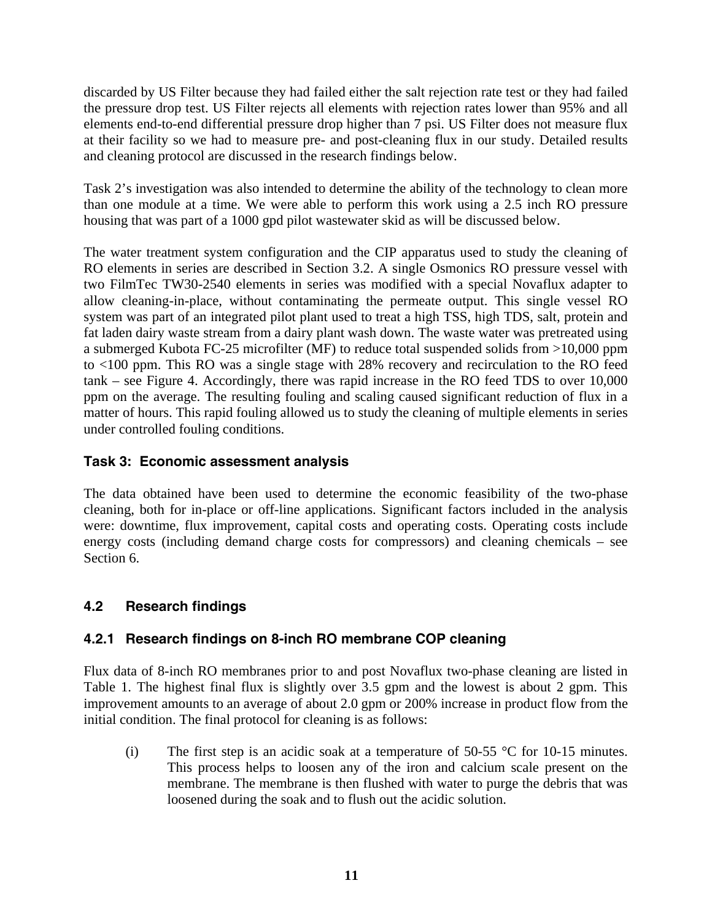discarded by US Filter because they had failed either the salt rejection rate test or they had failed the pressure drop test. US Filter rejects all elements with rejection rates lower than 95% and all elements end-to-end differential pressure drop higher than 7 psi. US Filter does not measure flux at their facility so we had to measure pre- and post-cleaning flux in our study. Detailed results and cleaning protocol are discussed in the research findings below.

Task 2's investigation was also intended to determine the ability of the technology to clean more than one module at a time. We were able to perform this work using a 2.5 inch RO pressure housing that was part of a 1000 gpd pilot wastewater skid as will be discussed below.

The water treatment system configuration and the CIP apparatus used to study the cleaning of RO elements in series are described in Section 3.2. A single Osmonics RO pressure vessel with two FilmTec TW30-2540 elements in series was modified with a special Novaflux adapter to allow cleaning-in-place, without contaminating the permeate output. This single vessel RO system was part of an integrated pilot plant used to treat a high TSS, high TDS, salt, protein and fat laden dairy waste stream from a dairy plant wash down. The waste water was pretreated using a submerged Kubota FC-25 microfilter (MF) to reduce total suspended solids from >10,000 ppm to <100 ppm. This RO was a single stage with 28% recovery and recirculation to the RO feed tank – see Figure 4. Accordingly, there was rapid increase in the RO feed TDS to over 10,000 ppm on the average. The resulting fouling and scaling caused significant reduction of flux in a matter of hours. This rapid fouling allowed us to study the cleaning of multiple elements in series under controlled fouling conditions.

### Task 3: Economic assessment analysis

The data obtained have been used to determine the economic feasibility of the two-phase cleaning, both for in-place or off-line applications. Significant factors included in the analysis were: downtime, flux improvement, capital costs and operating costs. Operating costs include energy costs (including demand charge costs for compressors) and cleaning chemicals – see Section 6.

## 4.2 Research findings

### 4.2.1 Research findings on 8-inch RO membrane COP cleaning

Flux data of 8-inch RO membranes prior to and post Novaflux two-phase cleaning are listed in Table 1. The highest final flux is slightly over 3.5 gpm and the lowest is about 2 gpm. This improvement amounts to an average of about 2.0 gpm or 200% increase in product flow from the initial condition. The final protocol for cleaning is as follows:

(i) The first step is an acidic soak at a temperature of 50-55 °C for 10-15 minutes. This process helps to loosen any of the iron and calcium scale present on the membrane. The membrane is then flushed with water to purge the debris that was loosened during the soak and to flush out the acidic solution.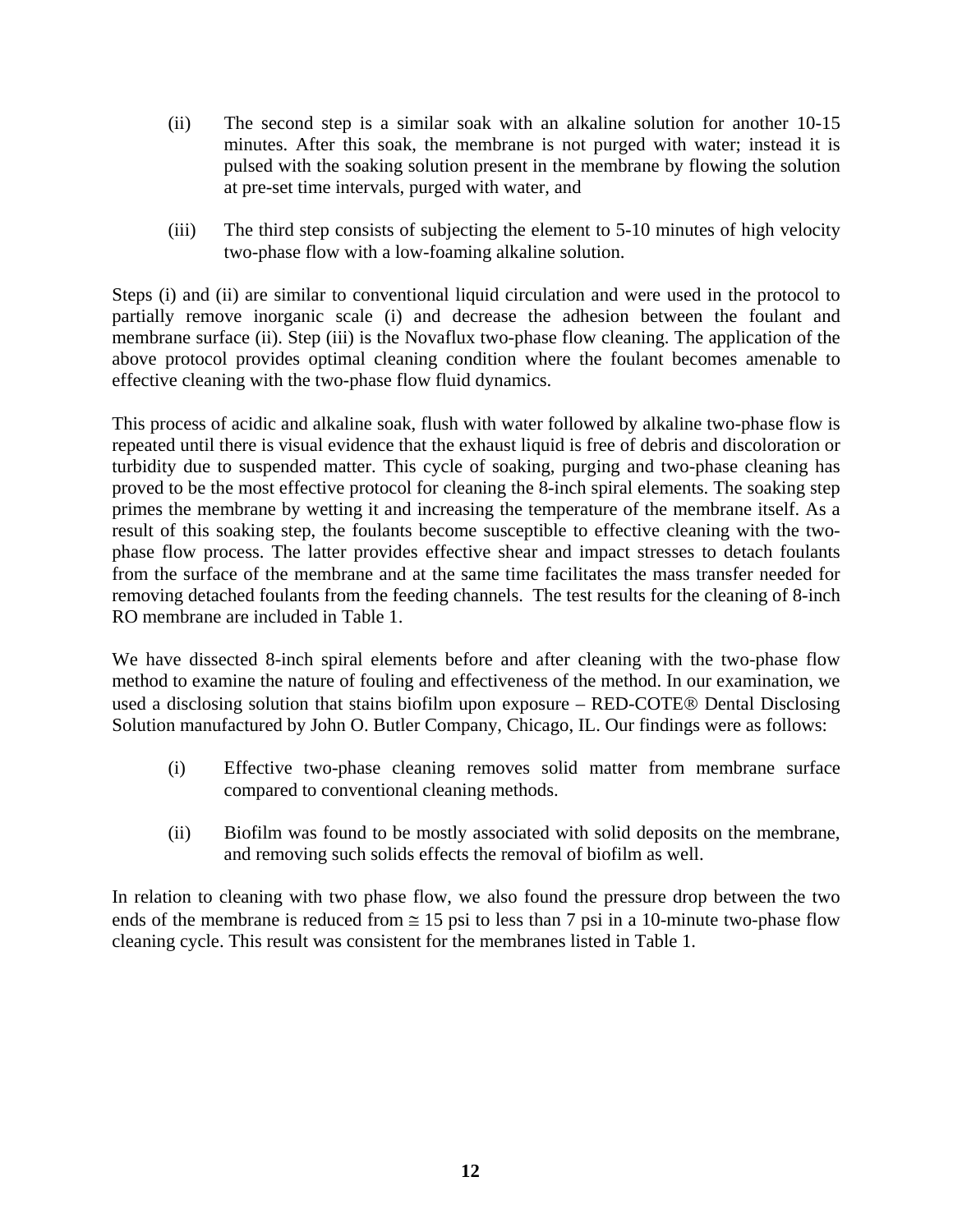(ii) The second step is a similar soak with an alkaline solution for another 10-15 minutes. After this soak, the membrane is not purged with water; instead it is pulsed with the soaking solution present in the membrane by flowing the solution at pre-set time intervals, purged with water, and

(iii) The third step consists of subjecting the element to 5-10 minutes of high velocity two-phase flow with a low-foaming alkaline solution.

Steps (i) and (ii) are similar to conventional liquid circulation and were used in the protocol to partially remove inorganic scale (i) and decrease the adhesion between the foulant and membrane surface (ii). Step (iii) is the Novaflux two-phase flow cleaning. The application of the above protocol provides optimal cleaning condition where the foulant becomes amenable to effective cleaning with the two-phase flow fluid dynamics.

This process of acidic and alkaline soak, flush with water followed by alkaline two-phase flow is repeated until there is visual evidence that the exhaust liquid is free of debris and discoloration or turbidity due to suspended matter. This cycle of soaking, purging and two-phase cleaning has proved to be the most effective protocol for cleaning the 8-inch spiral elements. The soaking step primes the membrane by wetting it and increasing the temperature of the membrane itself. As a result of this soaking step, the foulants become susceptible to effective cleaning with the two-phase flow process. The latter provides effective shear and impact stresses to detach foulants from the surface of the membrane and at the same time facilitates the mass transfer needed for removing detached foulants from the feeding channels. The test results for the cleaning of 8-inch RO membrane are included in Table 1.

We have dissected 8-inch spiral elements before and after cleaning with the two-phase flow method to examine the nature of fouling and effectiveness of the method. In our examination, we used a disclosing solution that stains biofilm upon exposure – RED-COTE® Dental Disclosing Solution manufactured by John O. Butler Company, Chicago, IL. Our findings were as follows:

(i) Effective two-phase cleaning removes solid matter from membrane surface compared to conventional cleaning methods.

(ii) Biofilm was found to be mostly associated with solid deposits on the membrane, and removing such solids effects the removal of biofilm as well.

In relation to cleaning with two phase flow, we also found the pressure drop between the two ends of the membrane is reduced from $\cong$ 15 psi to less than 7 psi in a 10-minute two-phase flow cleaning cycle. This result was consistent for the membranes listed in Table 1.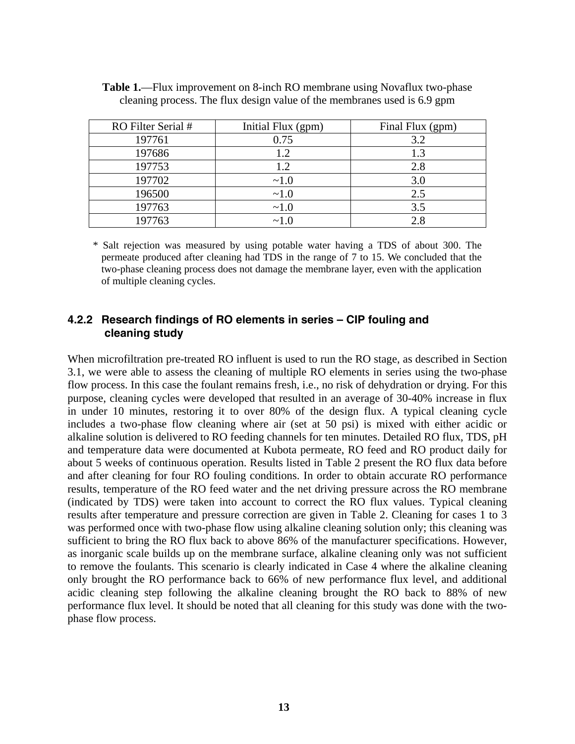**Table 1.**—Flux improvement on 8-inch RO membrane using Novaflux two-phase cleaning process. The flux design value of the membranes used is 6.9 gpm

| RO Filter Serial # | Initial Flux (gpm) | Final Flux (gpm) |
|---|---|---|
| 197761 | 0.75 | 3.2 |
| 197686 | 1.2 | 1.3 |
| 197753 | 1.2 | 2.8 |
| 197702 | ~1.0 | 3.0 |
| 196500 | ~1.0 | 2.5 |
| 197763 | ~1.0 | 3.5 |
| 197763 | ~1.0 | 2.8 |

\* Salt rejection was measured by using potable water having a TDS of about 300. The permeate produced after cleaning had TDS in the range of 7 to 15. We concluded that the two-phase cleaning process does not damage the membrane layer, even with the application of multiple cleaning cycles.

### 4.2.2 Research findings of RO elements in series – CIP fouling and cleaning study

When microfiltration pre-treated RO influent is used to run the RO stage, as described in Section 3.1, we were able to assess the cleaning of multiple RO elements in series using the two-phase flow process. In this case the foulant remains fresh, i.e., no risk of dehydration or drying. For this purpose, cleaning cycles were developed that resulted in an average of 30-40% increase in flux in under 10 minutes, restoring it to over 80% of the design flux. A typical cleaning cycle includes a two-phase flow cleaning where air (set at 50 psi) is mixed with either acidic or alkaline solution is delivered to RO feeding channels for ten minutes. Detailed RO flux, TDS, pH and temperature data were documented at Kubota permeate, RO feed and RO product daily for about 5 weeks of continuous operation. Results listed in Table 2 present the RO flux data before and after cleaning for four RO fouling conditions. In order to obtain accurate RO performance results, temperature of the RO feed water and the net driving pressure across the RO membrane (indicated by TDS) were taken into account to correct the RO flux values. Typical cleaning results after temperature and pressure correction are given in Table 2. Cleaning for cases 1 to 3 was performed once with two-phase flow using alkaline cleaning solution only; this cleaning was sufficient to bring the RO flux back to above 86% of the manufacturer specifications. However, as inorganic scale builds up on the membrane surface, alkaline cleaning only was not sufficient to remove the foulants. This scenario is clearly indicated in Case 4 where the alkaline cleaning only brought the RO performance back to 66% of new performance flux level, and additional acidic cleaning step following the alkaline cleaning brought the RO back to 88% of new performance flux level. It should be noted that all cleaning for this study was done with the two-phase flow process.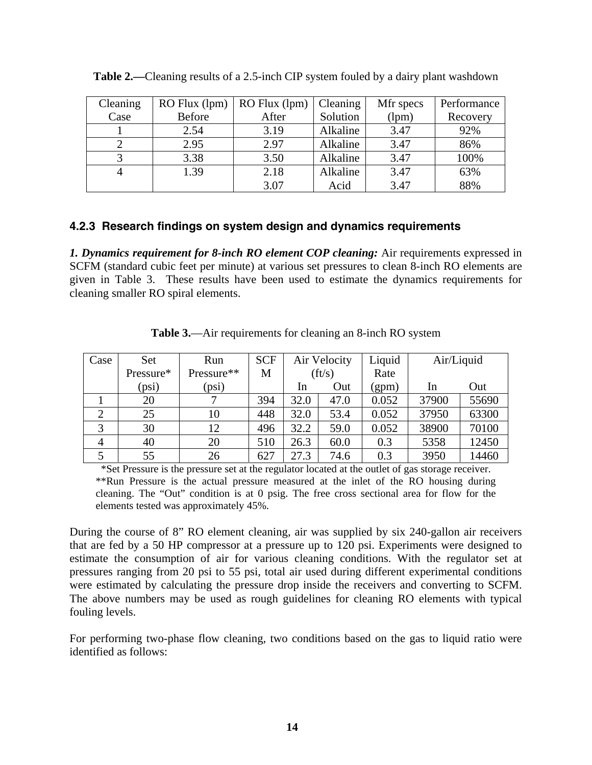**Table 2.—**Cleaning results of a 2.5-inch CIP system fouled by a dairy plant washdown

| Cleaning Case | RO Flux (lpm) Before | RO Flux (lpm) After | Cleaning Solution | Mfr specs (lpm) | Performance Recovery |
|---|---|---|---|---|---|
| 1 | 2.54 | 3.19 | Alkaline | 3.47 | 92% |
| 2 | 2.95 | 2.97 | Alkaline | 3.47 | 86% |
| 3 | 3.38 | 3.50 | Alkaline | 3.47 | 100% |
| 4 | 1.39 | 2.18 | Alkaline | 3.47 | 63% |
| | | 3.07 | Acid | 3.47 | 88% |

#### 4.2.3 Research findings on system design and dynamics requirements

***1. Dynamics requirement for 8-inch RO element COP cleaning:*** Air requirements expressed in SCFM (standard cubic feet per minute) at various set pressures to clean 8-inch RO elements are given in Table 3. These results have been used to estimate the dynamics requirements for cleaning smaller RO spiral elements.

**Table 3.**—Air requirements for cleaning an 8-inch RO system

| Case | Set Pressure* (psi) | Run Pressure** (psi) | SCFM | Air Velocity (ft/s) | | Liquid Rate (gpm) | Air/Liquid | |
|---|---|---|---|---|---|---|---|---|
| | | | | In | Out | | In | Out |
| 1 | 20 | 7 | 394 | 32.0 | 47.0 | 0.052 | 37900 | 55690 |
| 2 | 25 | 10 | 448 | 32.0 | 53.4 | 0.052 | 37950 | 63300 |
| 3 | 30 | 12 | 496 | 32.2 | 59.0 | 0.052 | 38900 | 70100 |
| 4 | 40 | 20 | 510 | 26.3 | 60.0 | 0.3 | 5358 | 12450 |
| 5 | 55 | 26 | 627 | 27.3 | 74.6 | 0.3 | 3950 | 14460 |

*Set Pressure is the pressure set at the regulator located at the outlet of gas storage receiver.
**Run Pressure is the actual pressure measured at the inlet of the RO housing during cleaning. The "Out" condition is at 0 psig. The free cross sectional area for flow for the elements tested was approximately 45%.

During the course of 8" RO element cleaning, air was supplied by six 240-gallon air receivers that are fed by a 50 HP compressor at a pressure up to 120 psi. Experiments were designed to estimate the consumption of air for various cleaning conditions. With the regulator set at pressures ranging from 20 psi to 55 psi, total air used during different experimental conditions were estimated by calculating the pressure drop inside the receivers and converting to SCFM. The above numbers may be used as rough guidelines for cleaning RO elements with typical fouling levels.

For performing two-phase flow cleaning, two conditions based on the gas to liquid ratio were identified as follows: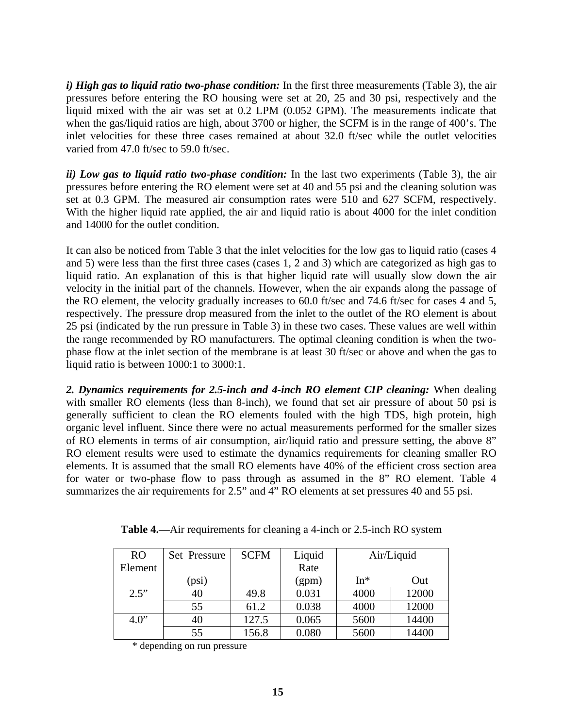***i) High gas to liquid ratio two-phase condition:*** In the first three measurements (Table 3), the air pressures before entering the RO housing were set at 20, 25 and 30 psi, respectively and the liquid mixed with the air was set at 0.2 LPM (0.052 GPM). The measurements indicate that when the gas/liquid ratios are high, about 3700 or higher, the SCFM is in the range of 400's. The inlet velocities for these three cases remained at about 32.0 ft/sec while the outlet velocities varied from 47.0 ft/sec to 59.0 ft/sec.

***ii) Low gas to liquid ratio two-phase condition:*** In the last two experiments (Table 3), the air pressures before entering the RO element were set at 40 and 55 psi and the cleaning solution was set at 0.3 GPM. The measured air consumption rates were 510 and 627 SCFM, respectively. With the higher liquid rate applied, the air and liquid ratio is about 4000 for the inlet condition and 14000 for the outlet condition.

It can also be noticed from Table 3 that the inlet velocities for the low gas to liquid ratio (cases 4 and 5) were less than the first three cases (cases 1, 2 and 3) which are categorized as high gas to liquid ratio. An explanation of this is that higher liquid rate will usually slow down the air velocity in the initial part of the channels. However, when the air expands along the passage of the RO element, the velocity gradually increases to 60.0 ft/sec and 74.6 ft/sec for cases 4 and 5, respectively. The pressure drop measured from the inlet to the outlet of the RO element is about 25 psi (indicated by the run pressure in Table 3) in these two cases. These values are well within the range recommended by RO manufacturers. The optimal cleaning condition is when the two-phase flow at the inlet section of the membrane is at least 30 ft/sec or above and when the gas to liquid ratio is between 1000:1 to 3000:1.

***2. Dynamics requirements for 2.5-inch and 4-inch RO element CIP cleaning:*** When dealing with smaller RO elements (less than 8-inch), we found that set air pressure of about 50 psi is generally sufficient to clean the RO elements fouled with the high TDS, high protein, high organic level influent. Since there were no actual measurements performed for the smaller sizes of RO elements in terms of air consumption, air/liquid ratio and pressure setting, the above 8" RO element results were used to estimate the dynamics requirements for cleaning smaller RO elements. It is assumed that the small RO elements have 40% of the efficient cross section area for water or two-phase flow to pass through as assumed in the 8" RO element. Table 4 summarizes the air requirements for 2.5" and 4" RO elements at set pressures 40 and 55 psi.

**Table 4.—**Air requirements for cleaning a 4-inch or 2.5-inch RO system

| RO Element | Set Pressure (psi) | SCFM | Liquid Rate (gpm) | Air/Liquid | |
|---|---|---|---|---|---|
| | | | | In* | Out |
| 2.5" | 40 | 49.8 | 0.031 | 4000 | 12000 |
| | 55 | 61.2 | 0.038 | 4000 | 12000 |
| 4.0" | 40 | 127.5 | 0.065 | 5600 | 14400 |
| | 55 | 156.8 | 0.080 | 5600 | 14400 |

\* depending on run pressure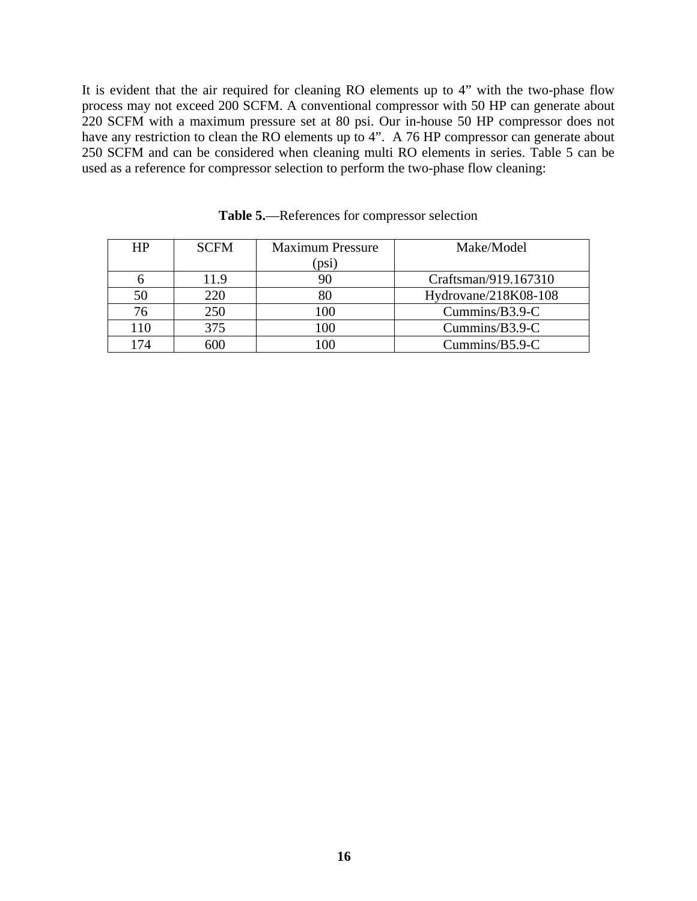It is evident that the air required for cleaning RO elements up to 4" with the two-phase flow process may not exceed 200 SCFM. A conventional compressor with 50 HP can generate about 220 SCFM with a maximum pressure set at 80 psi. Our in-house 50 HP compressor does not have any restriction to clean the RO elements up to 4". A 76 HP compressor can generate about 250 SCFM and can be considered when cleaning multi RO elements in series. Table 5 can be used as a reference for compressor selection to perform the two-phase flow cleaning:

**Table 5.**—References for compressor selection

| HP | SCFM | Maximum Pressure (psi) | Make/Model |
|---|---|---|---|
| 6 | 11.9 | 90 | Craftsman/919.167310 |
| 50 | 220 | 80 | Hydrovane/218K08-108 |
| 76 | 250 | 100 | Cummins/B3.9-C |
| 110 | 375 | 100 | Cummins/B3.9-C |
| 174 | 600 | 100 | Cummins/B5.9-C |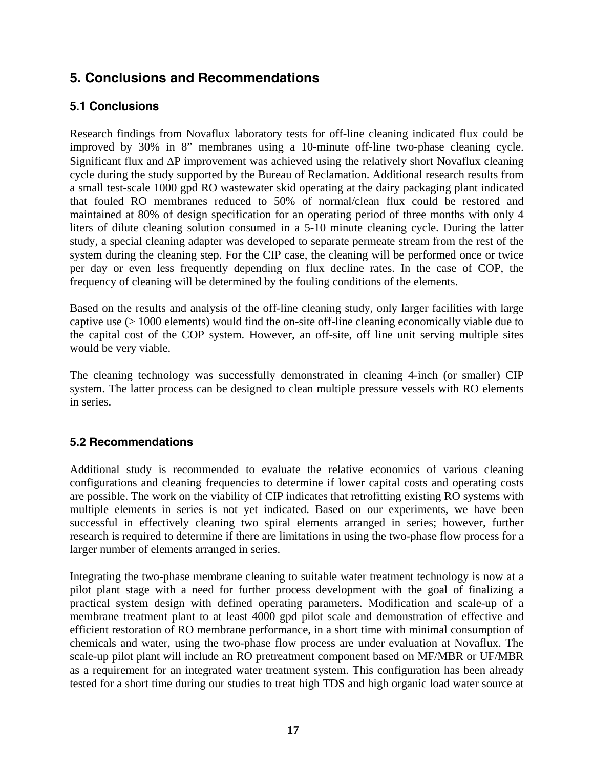## 5. Conclusions and Recommendations

### 5.1 Conclusions

Research findings from Novaflux laboratory tests for off-line cleaning indicated flux could be improved by 30% in 8" membranes using a 10-minute off-line two-phase cleaning cycle. Significant flux and $\Delta P$ improvement was achieved using the relatively short Novaflux cleaning cycle during the study supported by the Bureau of Reclamation. Additional research results from a small test-scale 1000 gpd RO wastewater skid operating at the dairy packaging plant indicated that fouled RO membranes reduced to 50% of normal/clean flux could be restored and maintained at 80% of design specification for an operating period of three months with only 4 liters of dilute cleaning solution consumed in a 5-10 minute cleaning cycle. During the latter study, a special cleaning adapter was developed to separate permeate stream from the rest of the system during the cleaning step. For the CIP case, the cleaning will be performed once or twice per day or even less frequently depending on flux decline rates. In the case of COP, the frequency of cleaning will be determined by the fouling conditions of the elements.

Based on the results and analysis of the off-line cleaning study, only larger facilities with large captive use (> 1000 elements) would find the on-site off-line cleaning economically viable due to the capital cost of the COP system. However, an off-site, off line unit serving multiple sites would be very viable.

The cleaning technology was successfully demonstrated in cleaning 4-inch (or smaller) CIP system. The latter process can be designed to clean multiple pressure vessels with RO elements in series.

### 5.2 Recommendations

Additional study is recommended to evaluate the relative economics of various cleaning configurations and cleaning frequencies to determine if lower capital costs and operating costs are possible. The work on the viability of CIP indicates that retrofitting existing RO systems with multiple elements in series is not yet indicated. Based on our experiments, we have been successful in effectively cleaning two spiral elements arranged in series; however, further research is required to determine if there are limitations in using the two-phase flow process for a larger number of elements arranged in series.

Integrating the two-phase membrane cleaning to suitable water treatment technology is now at a pilot plant stage with a need for further process development with the goal of finalizing a practical system design with defined operating parameters. Modification and scale-up of a membrane treatment plant to at least 4000 gpd pilot scale and demonstration of effective and efficient restoration of RO membrane performance, in a short time with minimal consumption of chemicals and water, using the two-phase flow process are under evaluation at Novaflux. The scale-up pilot plant will include an RO pretreatment component based on MF/MBR or UF/MBR as a requirement for an integrated water treatment system. This configuration has been already tested for a short time during our studies to treat high TDS and high organic load water source at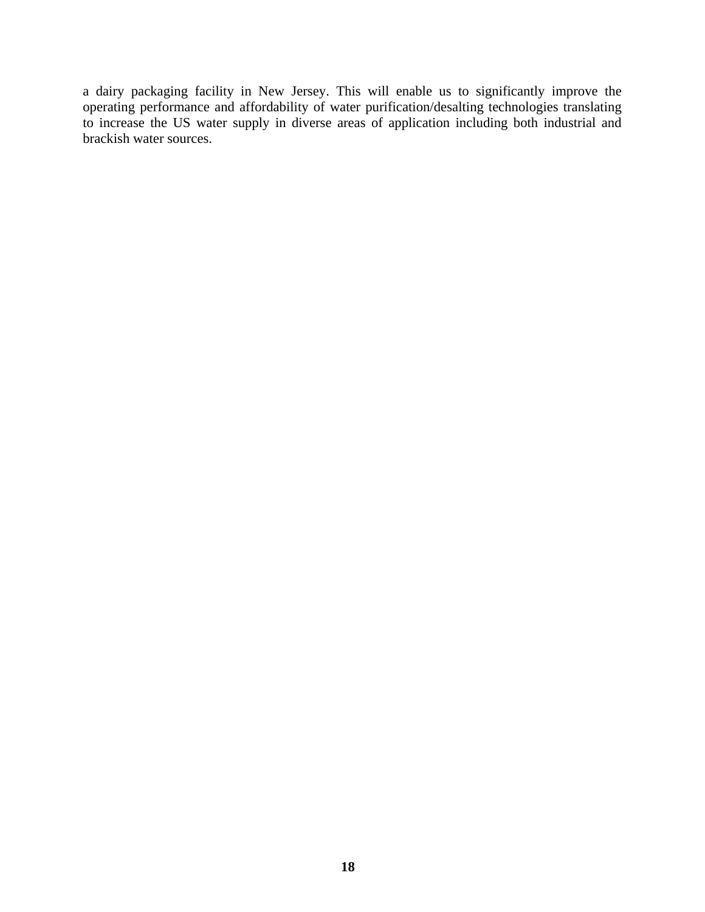a dairy packaging facility in New Jersey. This will enable us to significantly improve the operating performance and affordability of water purification/desalting technologies translating to increase the US water supply in diverse areas of application including both industrial and brackish water sources.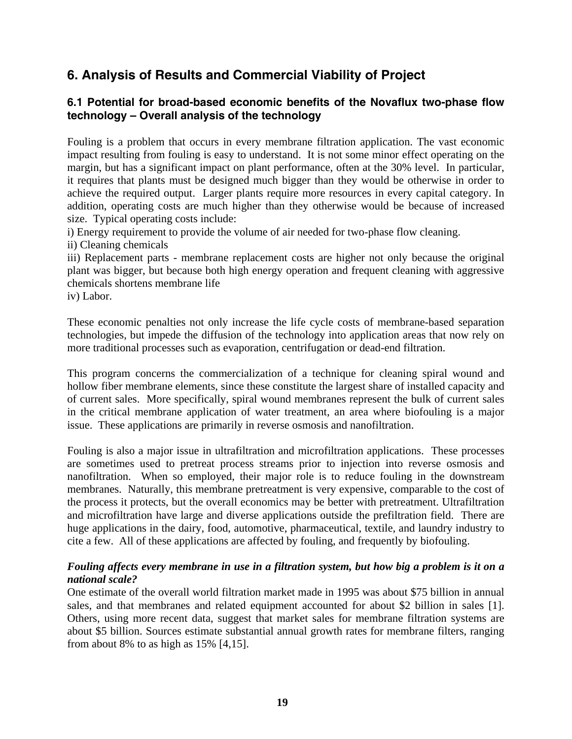## 6. Analysis of Results and Commercial Viability of Project

### 6.1 Potential for broad-based economic benefits of the Novaflux two-phase flow technology – Overall analysis of the technology

Fouling is a problem that occurs in every membrane filtration application. The vast economic impact resulting from fouling is easy to understand. It is not some minor effect operating on the margin, but has a significant impact on plant performance, often at the 30% level. In particular, it requires that plants must be designed much bigger than they would be otherwise in order to achieve the required output. Larger plants require more resources in every capital category. In addition, operating costs are much higher than they otherwise would be because of increased size. Typical operating costs include:

i) Energy requirement to provide the volume of air needed for two-phase flow cleaning.
ii) Cleaning chemicals
iii) Replacement parts - membrane replacement costs are higher not only because the original plant was bigger, but because both high energy operation and frequent cleaning with aggressive chemicals shortens membrane life
iv) Labor.

These economic penalties not only increase the life cycle costs of membrane-based separation technologies, but impede the diffusion of the technology into application areas that now rely on more traditional processes such as evaporation, centrifugation or dead-end filtration.

This program concerns the commercialization of a technique for cleaning spiral wound and hollow fiber membrane elements, since these constitute the largest share of installed capacity and of current sales. More specifically, spiral wound membranes represent the bulk of current sales in the critical membrane application of water treatment, an area where biofouling is a major issue. These applications are primarily in reverse osmosis and nanofiltration.

Fouling is also a major issue in ultrafiltration and microfiltration applications. These processes are sometimes used to pretreat process streams prior to injection into reverse osmosis and nanofiltration. When so employed, their major role is to reduce fouling in the downstream membranes. Naturally, this membrane pretreatment is very expensive, comparable to the cost of the process it protects, but the overall economics may be better with pretreatment. Ultrafiltration and microfiltration have large and diverse applications outside the prefiltration field. There are huge applications in the dairy, food, automotive, pharmaceutical, textile, and laundry industry to cite a few. All of these applications are affected by fouling, and frequently by biofouling.

***Fouling affects every membrane in use in a filtration system, but how big a problem is it on a national scale?***

One estimate of the overall world filtration market made in 1995 was about $75 billion in annual sales, and that membranes and related equipment accounted for about $2 billion in sales [1]. Others, using more recent data, suggest that market sales for membrane filtration systems are about $5 billion. Sources estimate substantial annual growth rates for membrane filters, ranging from about 8% to as high as 15% [4,15].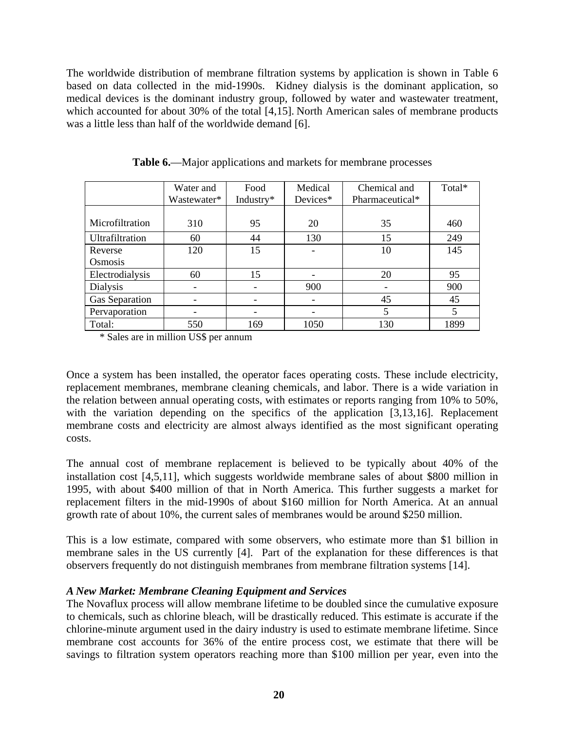The worldwide distribution of membrane filtration systems by application is shown in Table 6 based on data collected in the mid-1990s. Kidney dialysis is the dominant application, so medical devices is the dominant industry group, followed by water and wastewater treatment, which accounted for about 30% of the total [4,15]. North American sales of membrane products was a little less than half of the worldwide demand [6].

**Table 6.**—Major applications and markets for membrane processes

| | Water and Wastewater* | Food Industry* | Medical Devices* | Chemical and Pharmaceutical* | Total* |
|---|---|---|---|---|---|
| Microfiltration | 310 | 95 | 20 | 35 | 460 |
| Ultrafiltration | 60 | 44 | 130 | 15 | 249 |
| Reverse Osmosis | 120 | 15 | - | 10 | 145 |
| Electrodialysis | 60 | 15 | - | 20 | 95 |
| Dialysis | - | - | 900 | - | 900 |
| Gas Separation | - | - | - | 45 | 45 |
| Pervaporation | - | - | - | 5 | 5 |
| Total: | 550 | 169 | 1050 | 130 | 1899 |

\* Sales are in million US$ per annum

Once a system has been installed, the operator faces operating costs. These include electricity, replacement membranes, membrane cleaning chemicals, and labor. There is a wide variation in the relation between annual operating costs, with estimates or reports ranging from 10% to 50%, with the variation depending on the specifics of the application [3,13,16]. Replacement membrane costs and electricity are almost always identified as the most significant operating costs.

The annual cost of membrane replacement is believed to be typically about 40% of the installation cost [4,5,11], which suggests worldwide membrane sales of about $800 million in 1995, with about $400 million of that in North America. This further suggests a market for replacement filters in the mid-1990s of about $160 million for North America. At an annual growth rate of about 10%, the current sales of membranes would be around $250 million.

This is a low estimate, compared with some observers, who estimate more than $1 billion in membrane sales in the US currently [4]. Part of the explanation for these differences is that observers frequently do not distinguish membranes from membrane filtration systems [14].

***A New Market: Membrane Cleaning Equipment and Services***

The Novaflux process will allow membrane lifetime to be doubled since the cumulative exposure to chemicals, such as chlorine bleach, will be drastically reduced. This estimate is accurate if the chlorine-minute argument used in the dairy industry is used to estimate membrane lifetime. Since membrane cost accounts for 36% of the entire process cost, we estimate that there will be savings to filtration system operators reaching more than $100 million per year, even into the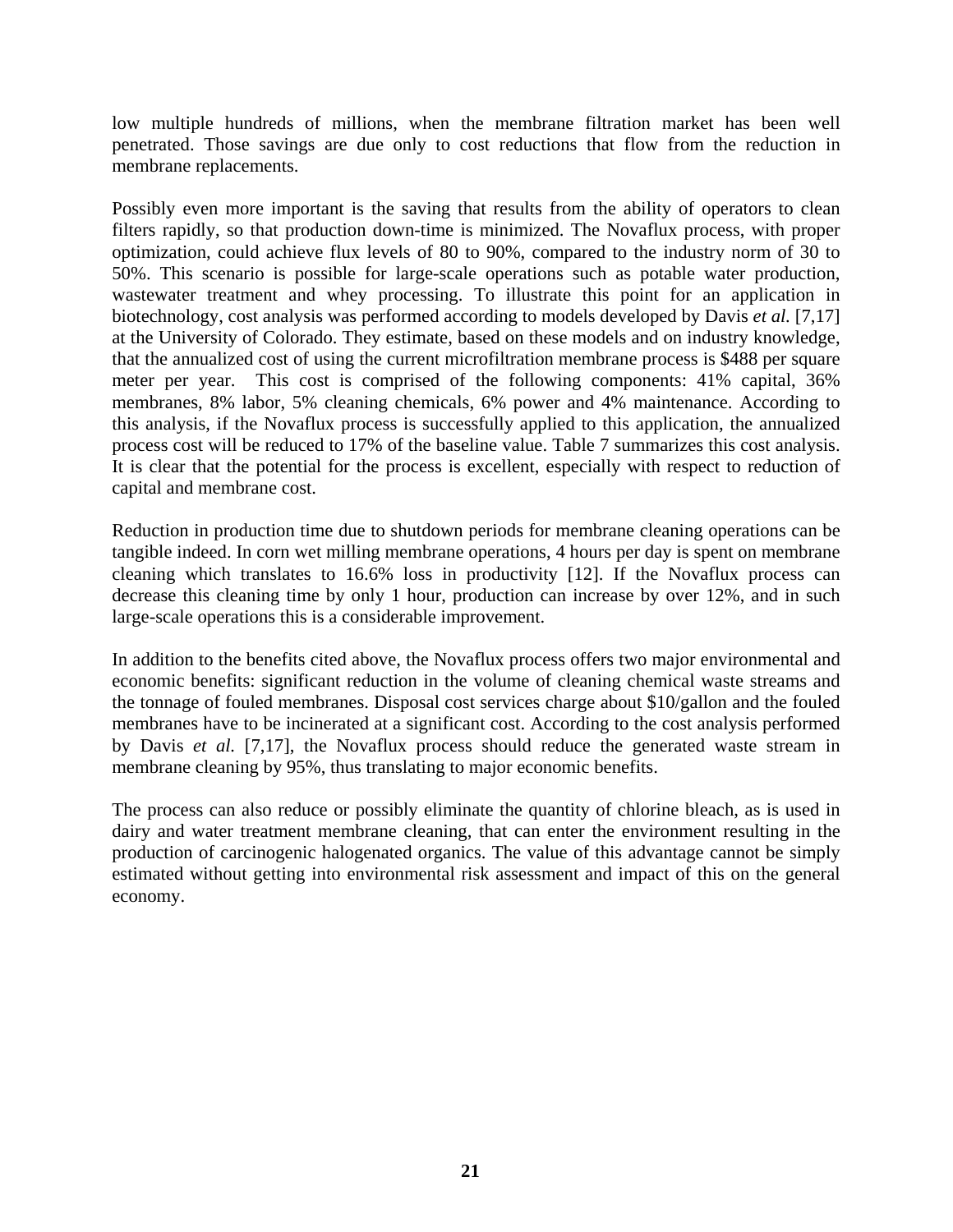low multiple hundreds of millions, when the membrane filtration market has been well penetrated. Those savings are due only to cost reductions that flow from the reduction in membrane replacements.

Possibly even more important is the saving that results from the ability of operators to clean filters rapidly, so that production down-time is minimized. The Novaflux process, with proper optimization, could achieve flux levels of 80 to 90%, compared to the industry norm of 30 to 50%. This scenario is possible for large-scale operations such as potable water production, wastewater treatment and whey processing. To illustrate this point for an application in biotechnology, cost analysis was performed according to models developed by Davis *et al.* [7,17] at the University of Colorado. They estimate, based on these models and on industry knowledge, that the annualized cost of using the current microfiltration membrane process is $488 per square meter per year. This cost is comprised of the following components: 41% capital, 36% membranes, 8% labor, 5% cleaning chemicals, 6% power and 4% maintenance. According to this analysis, if the Novaflux process is successfully applied to this application, the annualized process cost will be reduced to 17% of the baseline value. Table 7 summarizes this cost analysis. It is clear that the potential for the process is excellent, especially with respect to reduction of capital and membrane cost.

Reduction in production time due to shutdown periods for membrane cleaning operations can be tangible indeed. In corn wet milling membrane operations, 4 hours per day is spent on membrane cleaning which translates to 16.6% loss in productivity [12]. If the Novaflux process can decrease this cleaning time by only 1 hour, production can increase by over 12%, and in such large-scale operations this is a considerable improvement.

In addition to the benefits cited above, the Novaflux process offers two major environmental and economic benefits: significant reduction in the volume of cleaning chemical waste streams and the tonnage of fouled membranes. Disposal cost services charge about $10/gallon and the fouled membranes have to be incinerated at a significant cost. According to the cost analysis performed by Davis *et al.* [7,17], the Novaflux process should reduce the generated waste stream in membrane cleaning by 95%, thus translating to major economic benefits.

The process can also reduce or possibly eliminate the quantity of chlorine bleach, as is used in dairy and water treatment membrane cleaning, that can enter the environment resulting in the production of carcinogenic halogenated organics. The value of this advantage cannot be simply estimated without getting into environmental risk assessment and impact of this on the general economy.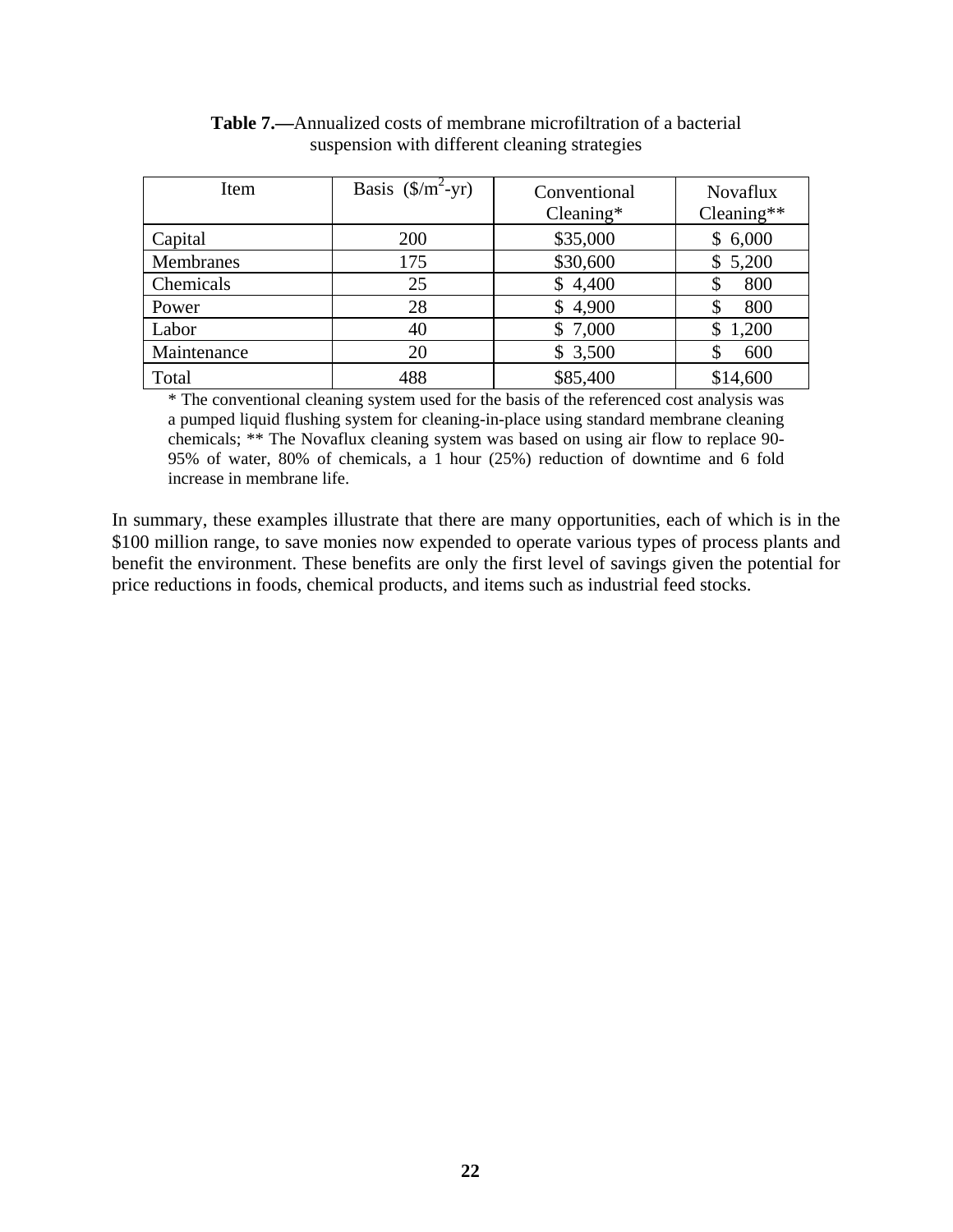**Table 7.—**Annualized costs of membrane microfiltration of a bacterial suspension with different cleaning strategies

| Item | Basis ($/m$^2$-yr) | Conventional Cleaning* | Novaflux Cleaning** |
|---|---|---|---|
| Capital | 200 | $35,000 | $ 6,000 |
| Membranes | 175 | $30,600 | $ 5,200 |
| Chemicals | 25 | $ 4,400 | $ 800 |
| Power | 28 | $ 4,900 | $ 800 |
| Labor | 40 | $ 7,000 | $ 1,200 |
| Maintenance | 20 | $ 3,500 | $ 600 |
| Total | 488 | $85,400 | $14,600 |

* The conventional cleaning system used for the basis of the referenced cost analysis was a pumped liquid flushing system for cleaning-in-place using standard membrane cleaning chemicals; ** The Novaflux cleaning system was based on using air flow to replace 90-95% of water, 80% of chemicals, a 1 hour (25%) reduction of downtime and 6 fold increase in membrane life.

In summary, these examples illustrate that there are many opportunities, each of which is in the $100 million range, to save monies now expended to operate various types of process plants and benefit the environment. These benefits are only the first level of savings given the potential for price reductions in foods, chemical products, and items such as industrial feed stocks.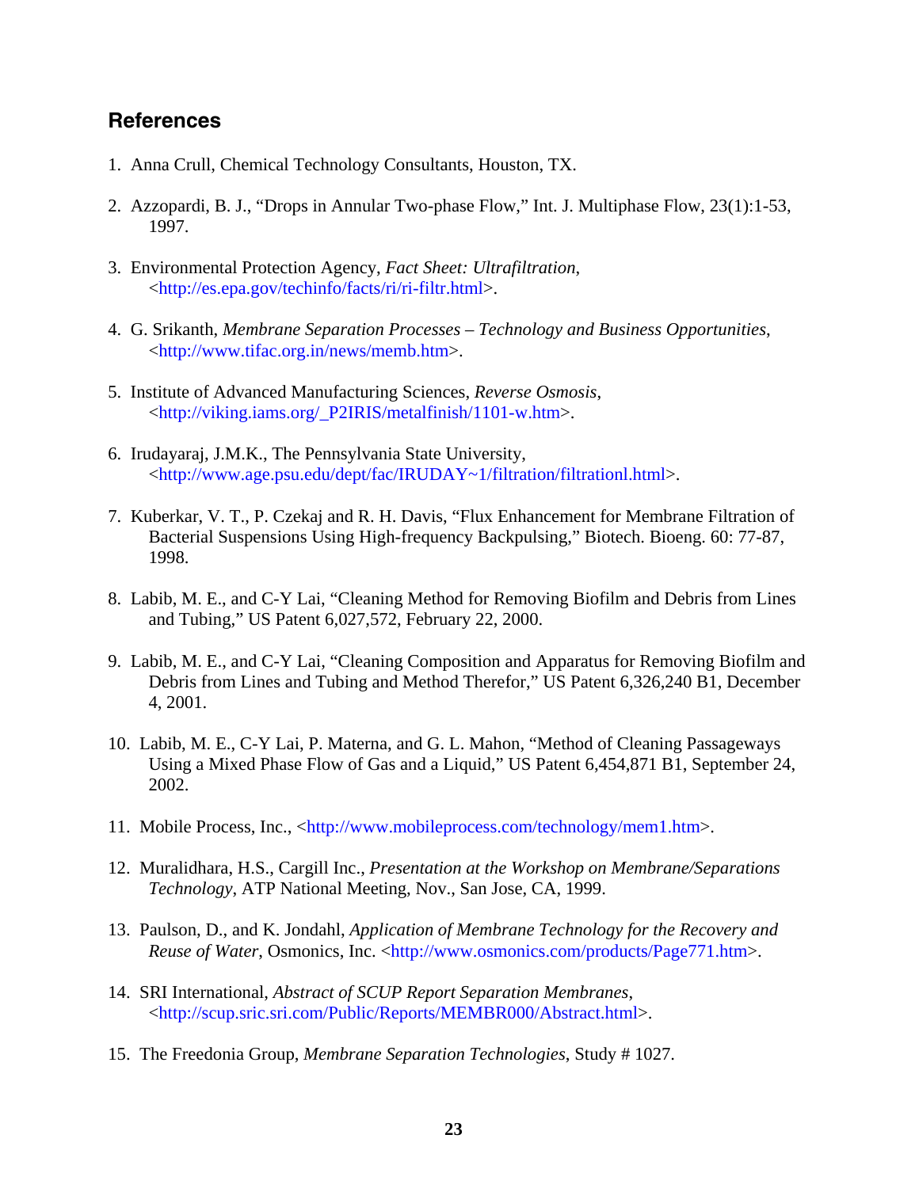## References

1. Anna Crull, Chemical Technology Consultants, Houston, TX.

2. Azzopardi, B. J., "Drops in Annular Two-phase Flow," Int. J. Multiphase Flow, 23(1):1-53, 1997.

3. Environmental Protection Agency, *Fact Sheet: Ultrafiltration*, <http://es.epa.gov/techinfo/facts/ri/ri-filtr.html>.

4. G. Srikanth, *Membrane Separation Processes – Technology and Business Opportunities*, <http://www.tifac.org.in/news/memb.htm>.

5. Institute of Advanced Manufacturing Sciences, *Reverse Osmosis*, <http://viking.iams.org/_P2IRIS/metalfinish/1101-w.htm>.

6. Irudayaraj, J.M.K., The Pennsylvania State University, <http://www.age.psu.edu/dept/fac/IRUDAY~1/filtration/filtrationl.html>.

7. Kuberkar, V. T., P. Czekaj and R. H. Davis, "Flux Enhancement for Membrane Filtration of Bacterial Suspensions Using High-frequency Backpulsing," Biotech. Bioeng. 60: 77-87, 1998.

8. Labib, M. E., and C-Y Lai, "Cleaning Method for Removing Biofilm and Debris from Lines and Tubing," US Patent 6,027,572, February 22, 2000.

9. Labib, M. E., and C-Y Lai, "Cleaning Composition and Apparatus for Removing Biofilm and Debris from Lines and Tubing and Method Therefor," US Patent 6,326,240 B1, December 4, 2001.

10. Labib, M. E., C-Y Lai, P. Materna, and G. L. Mahon, "Method of Cleaning Passageways Using a Mixed Phase Flow of Gas and a Liquid," US Patent 6,454,871 B1, September 24, 2002.

11. Mobile Process, Inc., <http://www.mobileprocess.com/technology/mem1.htm>.

12. Muralidhara, H.S., Cargill Inc., *Presentation at the Workshop on Membrane/Separations Technology*, ATP National Meeting, Nov., San Jose, CA, 1999.

13. Paulson, D., and K. Jondahl, *Application of Membrane Technology for the Recovery and Reuse of Water*, Osmonics, Inc. <http://www.osmonics.com/products/Page771.htm>.

14. SRI International, *Abstract of SCUP Report Separation Membranes*, <http://scup.sric.sri.com/Public/Reports/MEMBR000/Abstract.html>.

15. The Freedonia Group, *Membrane Separation Technologies*, Study # 1027.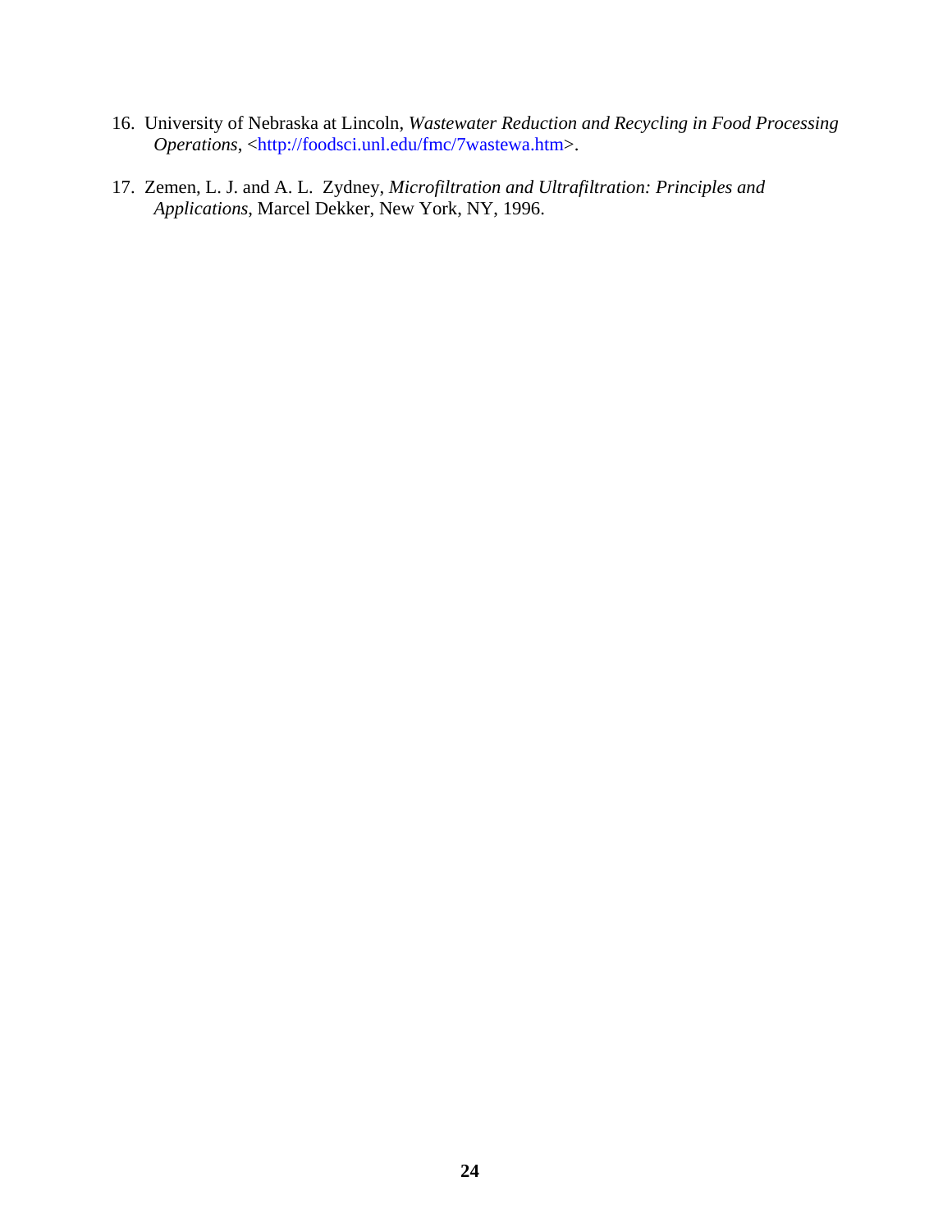16. University of Nebraska at Lincoln, *Wastewater Reduction and Recycling in Food Processing Operations*, <http://foodsci.unl.edu/fmc/7wastewa.htm>.

17. Zemen, L. J. and A. L. Zydney, *Microfiltration and Ultrafiltration: Principles and Applications*, Marcel Dekker, New York, NY, 1996.